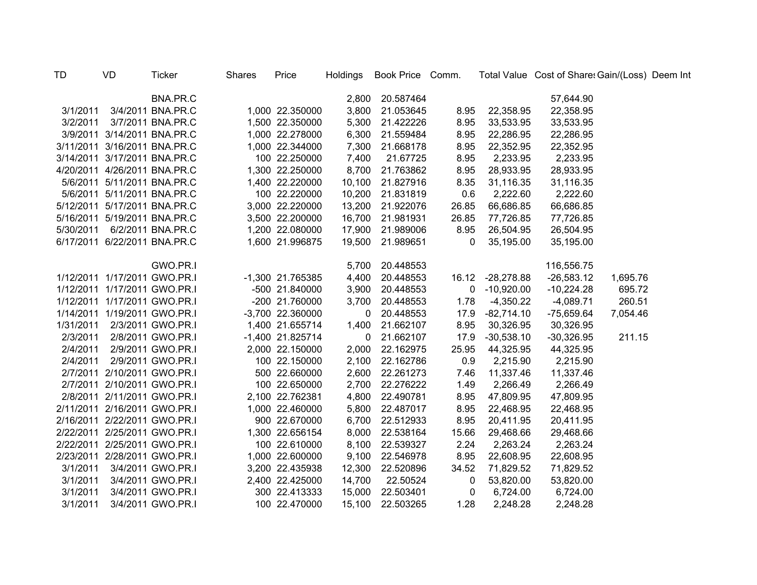| TD | VD | Ticker | Shares | Price | Holdings | Book Price | Comm. | Total Value | Cost of Shares | Gain/(Loss) | Deem Int |
|---|---|---|---|---|---|---|---|---|---|---|---|
| | | BNA.PR.C | | | 2,800 | 20.587464 | | | 57,644.90 | | |
| 3/1/2011 | 3/4/2011 | BNA.PR.C | 1,000 | 22.350000 | 3,800 | 21.053645 | 8.95 | 22,358.95 | 22,358.95 | | |
| 3/2/2011 | 3/7/2011 | BNA.PR.C | 1,500 | 22.350000 | 5,300 | 21.422226 | 8.95 | 33,533.95 | 33,533.95 | | |
| 3/9/2011 | 3/14/2011 | BNA.PR.C | 1,000 | 22.278000 | 6,300 | 21.559484 | 8.95 | 22,286.95 | 22,286.95 | | |
| 3/11/2011 | 3/16/2011 | BNA.PR.C | 1,000 | 22.344000 | 7,300 | 21.668178 | 8.95 | 22,352.95 | 22,352.95 | | |
| 3/14/2011 | 3/17/2011 | BNA.PR.C | 100 | 22.250000 | 7,400 | 21.67725 | 8.95 | 2,233.95 | 2,233.95 | | |
| 4/20/2011 | 4/26/2011 | BNA.PR.C | 1,300 | 22.250000 | 8,700 | 21.763862 | 8.95 | 28,933.95 | 28,933.95 | | |
| 5/6/2011 | 5/11/2011 | BNA.PR.C | 1,400 | 22.220000 | 10,100 | 21.827916 | 8.35 | 31,116.35 | 31,116.35 | | |
| 5/6/2011 | 5/11/2011 | BNA.PR.C | 100 | 22.220000 | 10,200 | 21.831819 | 0.6 | 2,222.60 | 2,222.60 | | |
| 5/12/2011 | 5/17/2011 | BNA.PR.C | 3,000 | 22.220000 | 13,200 | 21.922076 | 26.85 | 66,686.85 | 66,686.85 | | |
| 5/16/2011 | 5/19/2011 | BNA.PR.C | 3,500 | 22.200000 | 16,700 | 21.981931 | 26.85 | 77,726.85 | 77,726.85 | | |
| 5/30/2011 | 6/2/2011 | BNA.PR.C | 1,200 | 22.080000 | 17,900 | 21.989006 | 8.95 | 26,504.95 | 26,504.95 | | |
| 6/17/2011 | 6/22/2011 | BNA.PR.C | 1,600 | 21.996875 | 19,500 | 21.989651 | 0 | 35,195.00 | 35,195.00 | | |
| | | | | | | | | | | | |
| | | GWO.PR.I | | | 5,700 | 20.448553 | | | 116,556.75 | | |
| 1/12/2011 | 1/17/2011 | GWO.PR.I | -1,300 | 21.765385 | 4,400 | 20.448553 | 16.12 | -28,278.88 | -26,583.12 | 1,695.76 | |
| 1/12/2011 | 1/17/2011 | GWO.PR.I | -500 | 21.840000 | 3,900 | 20.448553 | 0 | -10,920.00 | -10,224.28 | 695.72 | |
| 1/12/2011 | 1/17/2011 | GWO.PR.I | -200 | 21.760000 | 3,700 | 20.448553 | 1.78 | -4,350.22 | -4,089.71 | 260.51 | |
| 1/14/2011 | 1/19/2011 | GWO.PR.I | -3,700 | 22.360000 | 0 | 20.448553 | 17.9 | -82,714.10 | -75,659.64 | 7,054.46 | |
| 1/31/2011 | 2/3/2011 | GWO.PR.I | 1,400 | 21.655714 | 1,400 | 21.662107 | 8.95 | 30,326.95 | 30,326.95 | | |
| 2/3/2011 | 2/8/2011 | GWO.PR.I | -1,400 | 21.825714 | 0 | 21.662107 | 17.9 | -30,538.10 | -30,326.95 | 211.15 | |
| 2/4/2011 | 2/9/2011 | GWO.PR.I | 2,000 | 22.150000 | 2,000 | 22.162975 | 25.95 | 44,325.95 | 44,325.95 | | |
| 2/4/2011 | 2/9/2011 | GWO.PR.I | 100 | 22.150000 | 2,100 | 22.162786 | 0.9 | 2,215.90 | 2,215.90 | | |
| 2/7/2011 | 2/10/2011 | GWO.PR.I | 500 | 22.660000 | 2,600 | 22.261273 | 7.46 | 11,337.46 | 11,337.46 | | |
| 2/7/2011 | 2/10/2011 | GWO.PR.I | 100 | 22.650000 | 2,700 | 22.276222 | 1.49 | 2,266.49 | 2,266.49 | | |
| 2/8/2011 | 2/11/2011 | GWO.PR.I | 2,100 | 22.762381 | 4,800 | 22.490781 | 8.95 | 47,809.95 | 47,809.95 | | |
| 2/11/2011 | 2/16/2011 | GWO.PR.I | 1,000 | 22.460000 | 5,800 | 22.487017 | 8.95 | 22,468.95 | 22,468.95 | | |
| 2/16/2011 | 2/22/2011 | GWO.PR.I | 900 | 22.670000 | 6,700 | 22.512933 | 8.95 | 20,411.95 | 20,411.95 | | |
| 2/22/2011 | 2/25/2011 | GWO.PR.I | 1,300 | 22.656154 | 8,000 | 22.538164 | 15.66 | 29,468.66 | 29,468.66 | | |
| 2/22/2011 | 2/25/2011 | GWO.PR.I | 100 | 22.610000 | 8,100 | 22.539327 | 2.24 | 2,263.24 | 2,263.24 | | |
| 2/23/2011 | 2/28/2011 | GWO.PR.I | 1,000 | 22.600000 | 9,100 | 22.546978 | 8.95 | 22,608.95 | 22,608.95 | | |
| 3/1/2011 | 3/4/2011 | GWO.PR.I | 3,200 | 22.435938 | 12,300 | 22.520896 | 34.52 | 71,829.52 | 71,829.52 | | |
| 3/1/2011 | 3/4/2011 | GWO.PR.I | 2,400 | 22.425000 | 14,700 | 22.50524 | 0 | 53,820.00 | 53,820.00 | | |
| 3/1/2011 | 3/4/2011 | GWO.PR.I | 300 | 22.413333 | 15,000 | 22.503401 | 0 | 6,724.00 | 6,724.00 | | |
| 3/1/2011 | 3/4/2011 | GWO.PR.I | 100 | 22.470000 | 15,100 | 22.503265 | 1.28 | 2,248.28 | 2,248.28 | | |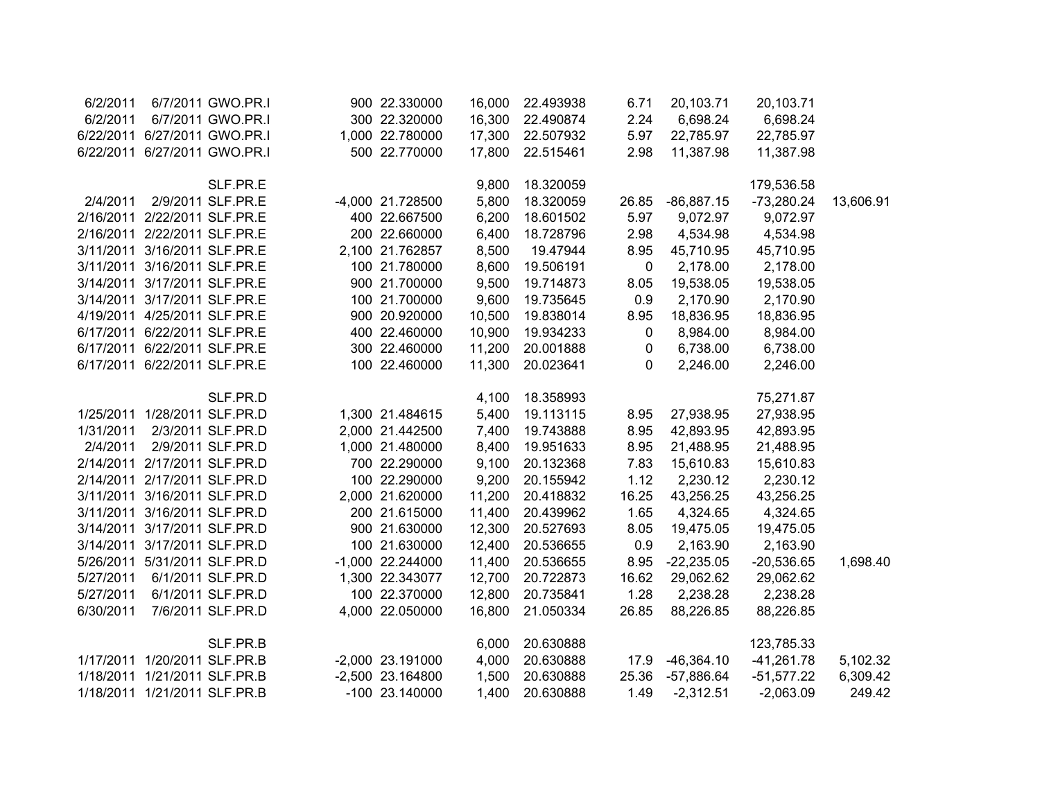| Trade Date | Settle Date | Symbol | Quantity | Price | Position | Avg Cost | Commission | Amount | Cost | Gain |
|---|---|---|---|---|---|---|---|---|---|---|
| 6/2/2011 | 6/7/2011 | GWO.PR.I | 900 | 22.330000 | 16,000 | 22.493938 | 6.71 | 20,103.71 | 20,103.71 | |
| 6/2/2011 | 6/7/2011 | GWO.PR.I | 300 | 22.320000 | 16,300 | 22.490874 | 2.24 | 6,698.24 | 6,698.24 | |
| 6/22/2011 | 6/27/2011 | GWO.PR.I | 1,000 | 22.780000 | 17,300 | 22.507932 | 5.97 | 22,785.97 | 22,785.97 | |
| 6/22/2011 | 6/27/2011 | GWO.PR.I | 500 | 22.770000 | 17,800 | 22.515461 | 2.98 | 11,387.98 | 11,387.98 | |
| | | | | | | | | | | |
| | | SLF.PR.E | | | 9,800 | 18.320059 | | | 179,536.58 | |
| 2/4/2011 | 2/9/2011 | SLF.PR.E | -4,000 | 21.728500 | 5,800 | 18.320059 | 26.85 | -86,887.15 | -73,280.24 | 13,606.91 |
| 2/16/2011 | 2/22/2011 | SLF.PR.E | 400 | 22.667500 | 6,200 | 18.601502 | 5.97 | 9,072.97 | 9,072.97 | |
| 2/16/2011 | 2/22/2011 | SLF.PR.E | 200 | 22.660000 | 6,400 | 18.728796 | 2.98 | 4,534.98 | 4,534.98 | |
| 3/11/2011 | 3/16/2011 | SLF.PR.E | 2,100 | 21.762857 | 8,500 | 19.47944 | 8.95 | 45,710.95 | 45,710.95 | |
| 3/11/2011 | 3/16/2011 | SLF.PR.E | 100 | 21.780000 | 8,600 | 19.506191 | 0 | 2,178.00 | 2,178.00 | |
| 3/14/2011 | 3/17/2011 | SLF.PR.E | 900 | 21.700000 | 9,500 | 19.714873 | 8.05 | 19,538.05 | 19,538.05 | |
| 3/14/2011 | 3/17/2011 | SLF.PR.E | 100 | 21.700000 | 9,600 | 19.735645 | 0.9 | 2,170.90 | 2,170.90 | |
| 4/19/2011 | 4/25/2011 | SLF.PR.E | 900 | 20.920000 | 10,500 | 19.838014 | 8.95 | 18,836.95 | 18,836.95 | |
| 6/17/2011 | 6/22/2011 | SLF.PR.E | 400 | 22.460000 | 10,900 | 19.934233 | 0 | 8,984.00 | 8,984.00 | |
| 6/17/2011 | 6/22/2011 | SLF.PR.E | 300 | 22.460000 | 11,200 | 20.001888 | 0 | 6,738.00 | 6,738.00 | |
| 6/17/2011 | 6/22/2011 | SLF.PR.E | 100 | 22.460000 | 11,300 | 20.023641 | 0 | 2,246.00 | 2,246.00 | |
| | | | | | | | | | | |
| | | SLF.PR.D | | | 4,100 | 18.358993 | | | 75,271.87 | |
| 1/25/2011 | 1/28/2011 | SLF.PR.D | 1,300 | 21.484615 | 5,400 | 19.113115 | 8.95 | 27,938.95 | 27,938.95 | |
| 1/31/2011 | 2/3/2011 | SLF.PR.D | 2,000 | 21.442500 | 7,400 | 19.743888 | 8.95 | 42,893.95 | 42,893.95 | |
| 2/4/2011 | 2/9/2011 | SLF.PR.D | 1,000 | 21.480000 | 8,400 | 19.951633 | 8.95 | 21,488.95 | 21,488.95 | |
| 2/14/2011 | 2/17/2011 | SLF.PR.D | 700 | 22.290000 | 9,100 | 20.132368 | 7.83 | 15,610.83 | 15,610.83 | |
| 2/14/2011 | 2/17/2011 | SLF.PR.D | 100 | 22.290000 | 9,200 | 20.155942 | 1.12 | 2,230.12 | 2,230.12 | |
| 3/11/2011 | 3/16/2011 | SLF.PR.D | 2,000 | 21.620000 | 11,200 | 20.418832 | 16.25 | 43,256.25 | 43,256.25 | |
| 3/11/2011 | 3/16/2011 | SLF.PR.D | 200 | 21.615000 | 11,400 | 20.439962 | 1.65 | 4,324.65 | 4,324.65 | |
| 3/14/2011 | 3/17/2011 | SLF.PR.D | 900 | 21.630000 | 12,300 | 20.527693 | 8.05 | 19,475.05 | 19,475.05 | |
| 3/14/2011 | 3/17/2011 | SLF.PR.D | 100 | 21.630000 | 12,400 | 20.536655 | 0.9 | 2,163.90 | 2,163.90 | |
| 5/26/2011 | 5/31/2011 | SLF.PR.D | -1,000 | 22.244000 | 11,400 | 20.536655 | 8.95 | -22,235.05 | -20,536.65 | 1,698.40 |
| 5/27/2011 | 6/1/2011 | SLF.PR.D | 1,300 | 22.343077 | 12,700 | 20.722873 | 16.62 | 29,062.62 | 29,062.62 | |
| 5/27/2011 | 6/1/2011 | SLF.PR.D | 100 | 22.370000 | 12,800 | 20.735841 | 1.28 | 2,238.28 | 2,238.28 | |
| 6/30/2011 | 7/6/2011 | SLF.PR.D | 4,000 | 22.050000 | 16,800 | 21.050334 | 26.85 | 88,226.85 | 88,226.85 | |
| | | | | | | | | | | |
| | | SLF.PR.B | | | 6,000 | 20.630888 | | | 123,785.33 | |
| 1/17/2011 | 1/20/2011 | SLF.PR.B | -2,000 | 23.191000 | 4,000 | 20.630888 | 17.9 | -46,364.10 | -41,261.78 | 5,102.32 |
| 1/18/2011 | 1/21/2011 | SLF.PR.B | -2,500 | 23.164800 | 1,500 | 20.630888 | 25.36 | -57,886.64 | -51,577.22 | 6,309.42 |
| 1/18/2011 | 1/21/2011 | SLF.PR.B | -100 | 23.140000 | 1,400 | 20.630888 | 1.49 | -2,312.51 | -2,063.09 | 249.42 |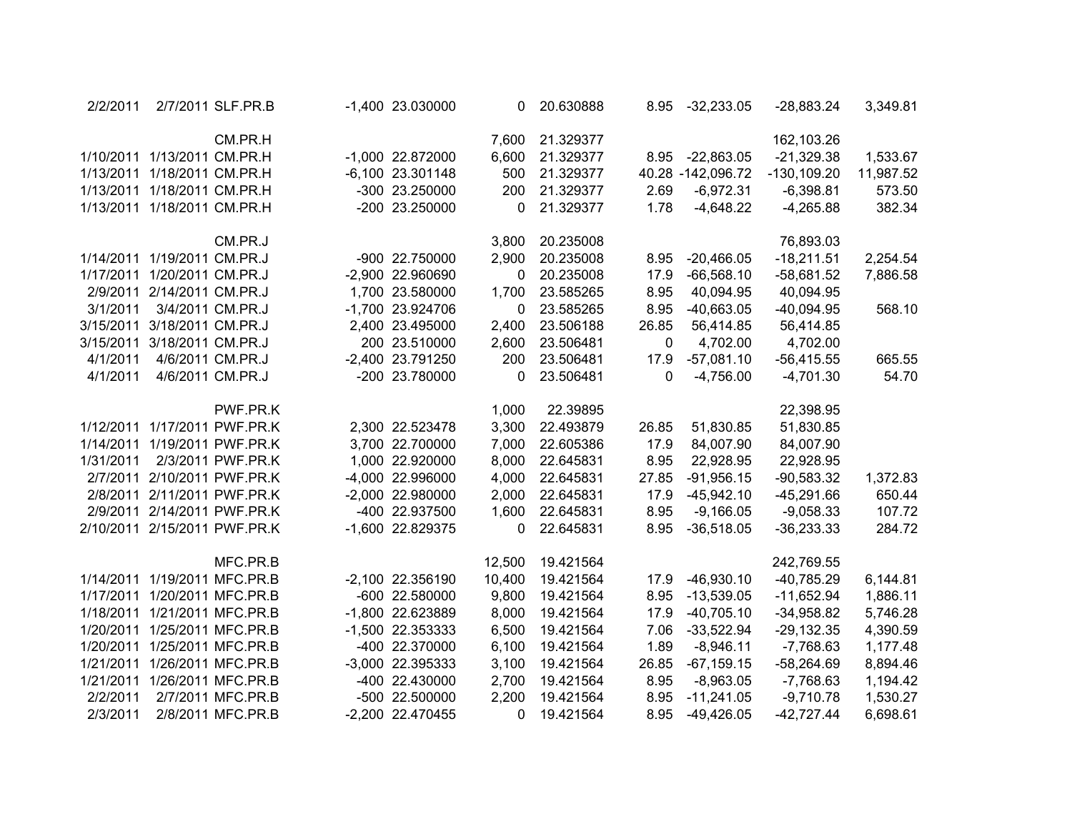| | | | | | | | | | | |
|---|---|---|---|---|---|---|---|---|---|---|
| 2/2/2011 | 2/7/2011 | SLF.PR.B | -1,400 | 23.030000 | 0 | 20.630888 | 8.95 | -32,233.05 | -28,883.24 | 3,349.81 |
| | | | | | | | | | | |
| | | CM.PR.H | | | 7,600 | 21.329377 | | | 162,103.26 | |
| 1/10/2011 | 1/13/2011 | CM.PR.H | -1,000 | 22.872000 | 6,600 | 21.329377 | 8.95 | -22,863.05 | -21,329.38 | 1,533.67 |
| 1/13/2011 | 1/18/2011 | CM.PR.H | -6,100 | 23.301148 | 500 | 21.329377 | 40.28 | -142,096.72 | -130,109.20 | 11,987.52 |
| 1/13/2011 | 1/18/2011 | CM.PR.H | -300 | 23.250000 | 200 | 21.329377 | 2.69 | -6,972.31 | -6,398.81 | 573.50 |
| 1/13/2011 | 1/18/2011 | CM.PR.H | -200 | 23.250000 | 0 | 21.329377 | 1.78 | -4,648.22 | -4,265.88 | 382.34 |
| | | | | | | | | | | |
| | | CM.PR.J | | | 3,800 | 20.235008 | | | 76,893.03 | |
| 1/14/2011 | 1/19/2011 | CM.PR.J | -900 | 22.750000 | 2,900 | 20.235008 | 8.95 | -20,466.05 | -18,211.51 | 2,254.54 |
| 1/17/2011 | 1/20/2011 | CM.PR.J | -2,900 | 22.960690 | 0 | 20.235008 | 17.9 | -66,568.10 | -58,681.52 | 7,886.58 |
| 2/9/2011 | 2/14/2011 | CM.PR.J | 1,700 | 23.580000 | 1,700 | 23.585265 | 8.95 | 40,094.95 | 40,094.95 | |
| 3/1/2011 | 3/4/2011 | CM.PR.J | -1,700 | 23.924706 | 0 | 23.585265 | 8.95 | -40,663.05 | -40,094.95 | 568.10 |
| 3/15/2011 | 3/18/2011 | CM.PR.J | 2,400 | 23.495000 | 2,400 | 23.506188 | 26.85 | 56,414.85 | 56,414.85 | |
| 3/15/2011 | 3/18/2011 | CM.PR.J | 200 | 23.510000 | 2,600 | 23.506481 | 0 | 4,702.00 | 4,702.00 | |
| 4/1/2011 | 4/6/2011 | CM.PR.J | -2,400 | 23.791250 | 200 | 23.506481 | 17.9 | -57,081.10 | -56,415.55 | 665.55 |
| 4/1/2011 | 4/6/2011 | CM.PR.J | -200 | 23.780000 | 0 | 23.506481 | 0 | -4,756.00 | -4,701.30 | 54.70 |
| | | | | | | | | | | |
| | | PWF.PR.K | | | 1,000 | 22.39895 | | | 22,398.95 | |
| 1/12/2011 | 1/17/2011 | PWF.PR.K | 2,300 | 22.523478 | 3,300 | 22.493879 | 26.85 | 51,830.85 | 51,830.85 | |
| 1/14/2011 | 1/19/2011 | PWF.PR.K | 3,700 | 22.700000 | 7,000 | 22.605386 | 17.9 | 84,007.90 | 84,007.90 | |
| 1/31/2011 | 2/3/2011 | PWF.PR.K | 1,000 | 22.920000 | 8,000 | 22.645831 | 8.95 | 22,928.95 | 22,928.95 | |
| 2/7/2011 | 2/10/2011 | PWF.PR.K | -4,000 | 22.996000 | 4,000 | 22.645831 | 27.85 | -91,956.15 | -90,583.32 | 1,372.83 |
| 2/8/2011 | 2/11/2011 | PWF.PR.K | -2,000 | 22.980000 | 2,000 | 22.645831 | 17.9 | -45,942.10 | -45,291.66 | 650.44 |
| 2/9/2011 | 2/14/2011 | PWF.PR.K | -400 | 22.937500 | 1,600 | 22.645831 | 8.95 | -9,166.05 | -9,058.33 | 107.72 |
| 2/10/2011 | 2/15/2011 | PWF.PR.K | -1,600 | 22.829375 | 0 | 22.645831 | 8.95 | -36,518.05 | -36,233.33 | 284.72 |
| | | | | | | | | | | |
| | | MFC.PR.B | | | 12,500 | 19.421564 | | | 242,769.55 | |
| 1/14/2011 | 1/19/2011 | MFC.PR.B | -2,100 | 22.356190 | 10,400 | 19.421564 | 17.9 | -46,930.10 | -40,785.29 | 6,144.81 |
| 1/17/2011 | 1/20/2011 | MFC.PR.B | -600 | 22.580000 | 9,800 | 19.421564 | 8.95 | -13,539.05 | -11,652.94 | 1,886.11 |
| 1/18/2011 | 1/21/2011 | MFC.PR.B | -1,800 | 22.623889 | 8,000 | 19.421564 | 17.9 | -40,705.10 | -34,958.82 | 5,746.28 |
| 1/20/2011 | 1/25/2011 | MFC.PR.B | -1,500 | 22.353333 | 6,500 | 19.421564 | 7.06 | -33,522.94 | -29,132.35 | 4,390.59 |
| 1/20/2011 | 1/25/2011 | MFC.PR.B | -400 | 22.370000 | 6,100 | 19.421564 | 1.89 | -8,946.11 | -7,768.63 | 1,177.48 |
| 1/21/2011 | 1/26/2011 | MFC.PR.B | -3,000 | 22.395333 | 3,100 | 19.421564 | 26.85 | -67,159.15 | -58,264.69 | 8,894.46 |
| 1/21/2011 | 1/26/2011 | MFC.PR.B | -400 | 22.430000 | 2,700 | 19.421564 | 8.95 | -8,963.05 | -7,768.63 | 1,194.42 |
| 2/2/2011 | 2/7/2011 | MFC.PR.B | -500 | 22.500000 | 2,200 | 19.421564 | 8.95 | -11,241.05 | -9,710.78 | 1,530.27 |
| 2/3/2011 | 2/8/2011 | MFC.PR.B | -2,200 | 22.470455 | 0 | 19.421564 | 8.95 | -49,426.05 | -42,727.44 | 6,698.61 |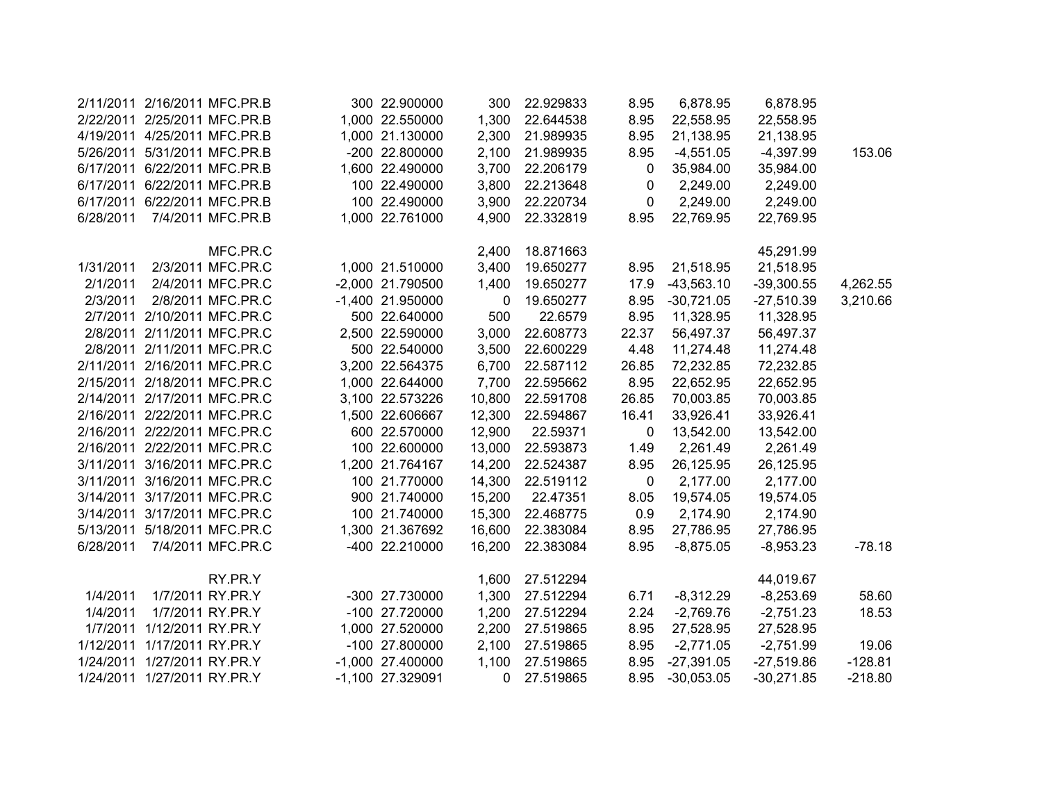| | | | | | | | | | | |
|---|---|---|---|---|---|---|---|---|---|---|
| 2/11/2011 | 2/16/2011 | MFC.PR.B | 300 | 22.900000 | 300 | 22.929833 | 8.95 | 6,878.95 | 6,878.95 | |
| 2/22/2011 | 2/25/2011 | MFC.PR.B | 1,000 | 22.550000 | 1,300 | 22.644538 | 8.95 | 22,558.95 | 22,558.95 | |
| 4/19/2011 | 4/25/2011 | MFC.PR.B | 1,000 | 21.130000 | 2,300 | 21.989935 | 8.95 | 21,138.95 | 21,138.95 | |
| 5/26/2011 | 5/31/2011 | MFC.PR.B | -200 | 22.800000 | 2,100 | 21.989935 | 8.95 | -4,551.05 | -4,397.99 | 153.06 |
| 6/17/2011 | 6/22/2011 | MFC.PR.B | 1,600 | 22.490000 | 3,700 | 22.206179 | 0 | 35,984.00 | 35,984.00 | |
| 6/17/2011 | 6/22/2011 | MFC.PR.B | 100 | 22.490000 | 3,800 | 22.213648 | 0 | 2,249.00 | 2,249.00 | |
| 6/17/2011 | 6/22/2011 | MFC.PR.B | 100 | 22.490000 | 3,900 | 22.220734 | 0 | 2,249.00 | 2,249.00 | |
| 6/28/2011 | 7/4/2011 | MFC.PR.B | 1,000 | 22.761000 | 4,900 | 22.332819 | 8.95 | 22,769.95 | 22,769.95 | |
| | | | | | | | | | | |
| | | MFC.PR.C | | | 2,400 | 18.871663 | | | 45,291.99 | |
| 1/31/2011 | 2/3/2011 | MFC.PR.C | 1,000 | 21.510000 | 3,400 | 19.650277 | 8.95 | 21,518.95 | 21,518.95 | |
| 2/1/2011 | 2/4/2011 | MFC.PR.C | -2,000 | 21.790500 | 1,400 | 19.650277 | 17.9 | -43,563.10 | -39,300.55 | 4,262.55 |
| 2/3/2011 | 2/8/2011 | MFC.PR.C | -1,400 | 21.950000 | 0 | 19.650277 | 8.95 | -30,721.05 | -27,510.39 | 3,210.66 |
| 2/7/2011 | 2/10/2011 | MFC.PR.C | 500 | 22.640000 | 500 | 22.6579 | 8.95 | 11,328.95 | 11,328.95 | |
| 2/8/2011 | 2/11/2011 | MFC.PR.C | 2,500 | 22.590000 | 3,000 | 22.608773 | 22.37 | 56,497.37 | 56,497.37 | |
| 2/8/2011 | 2/11/2011 | MFC.PR.C | 500 | 22.540000 | 3,500 | 22.600229 | 4.48 | 11,274.48 | 11,274.48 | |
| 2/11/2011 | 2/16/2011 | MFC.PR.C | 3,200 | 22.564375 | 6,700 | 22.587112 | 26.85 | 72,232.85 | 72,232.85 | |
| 2/15/2011 | 2/18/2011 | MFC.PR.C | 1,000 | 22.644000 | 7,700 | 22.595662 | 8.95 | 22,652.95 | 22,652.95 | |
| 2/14/2011 | 2/17/2011 | MFC.PR.C | 3,100 | 22.573226 | 10,800 | 22.591708 | 26.85 | 70,003.85 | 70,003.85 | |
| 2/16/2011 | 2/22/2011 | MFC.PR.C | 1,500 | 22.606667 | 12,300 | 22.594867 | 16.41 | 33,926.41 | 33,926.41 | |
| 2/16/2011 | 2/22/2011 | MFC.PR.C | 600 | 22.570000 | 12,900 | 22.59371 | 0 | 13,542.00 | 13,542.00 | |
| 2/16/2011 | 2/22/2011 | MFC.PR.C | 100 | 22.600000 | 13,000 | 22.593873 | 1.49 | 2,261.49 | 2,261.49 | |
| 3/11/2011 | 3/16/2011 | MFC.PR.C | 1,200 | 21.764167 | 14,200 | 22.524387 | 8.95 | 26,125.95 | 26,125.95 | |
| 3/11/2011 | 3/16/2011 | MFC.PR.C | 100 | 21.770000 | 14,300 | 22.519112 | 0 | 2,177.00 | 2,177.00 | |
| 3/14/2011 | 3/17/2011 | MFC.PR.C | 900 | 21.740000 | 15,200 | 22.47351 | 8.05 | 19,574.05 | 19,574.05 | |
| 3/14/2011 | 3/17/2011 | MFC.PR.C | 100 | 21.740000 | 15,300 | 22.468775 | 0.9 | 2,174.90 | 2,174.90 | |
| 5/13/2011 | 5/18/2011 | MFC.PR.C | 1,300 | 21.367692 | 16,600 | 22.383084 | 8.95 | 27,786.95 | 27,786.95 | |
| 6/28/2011 | 7/4/2011 | MFC.PR.C | -400 | 22.210000 | 16,200 | 22.383084 | 8.95 | -8,875.05 | -8,953.23 | -78.18 |
| | | | | | | | | | | |
| | | RY.PR.Y | | | 1,600 | 27.512294 | | | 44,019.67 | |
| 1/4/2011 | 1/7/2011 | RY.PR.Y | -300 | 27.730000 | 1,300 | 27.512294 | 6.71 | -8,312.29 | -8,253.69 | 58.60 |
| 1/4/2011 | 1/7/2011 | RY.PR.Y | -100 | 27.720000 | 1,200 | 27.512294 | 2.24 | -2,769.76 | -2,751.23 | 18.53 |
| 1/7/2011 | 1/12/2011 | RY.PR.Y | 1,000 | 27.520000 | 2,200 | 27.515865 | 8.95 | 27,528.95 | 27,528.95 | |
| 1/12/2011 | 1/17/2011 | RY.PR.Y | -100 | 27.800000 | 2,100 | 27.519865 | 8.95 | -2,771.05 | -2,751.99 | 19.06 |
| 1/24/2011 | 1/27/2011 | RY.PR.Y | -1,000 | 27.400000 | 1,100 | 27.519865 | 8.95 | -27,391.05 | -27,519.86 | -128.81 |
| 1/24/2011 | 1/27/2011 | RY.PR.Y | -1,100 | 27.329091 | 0 | 27.519865 | 8.95 | -30,053.05 | -30,271.85 | -218.80 |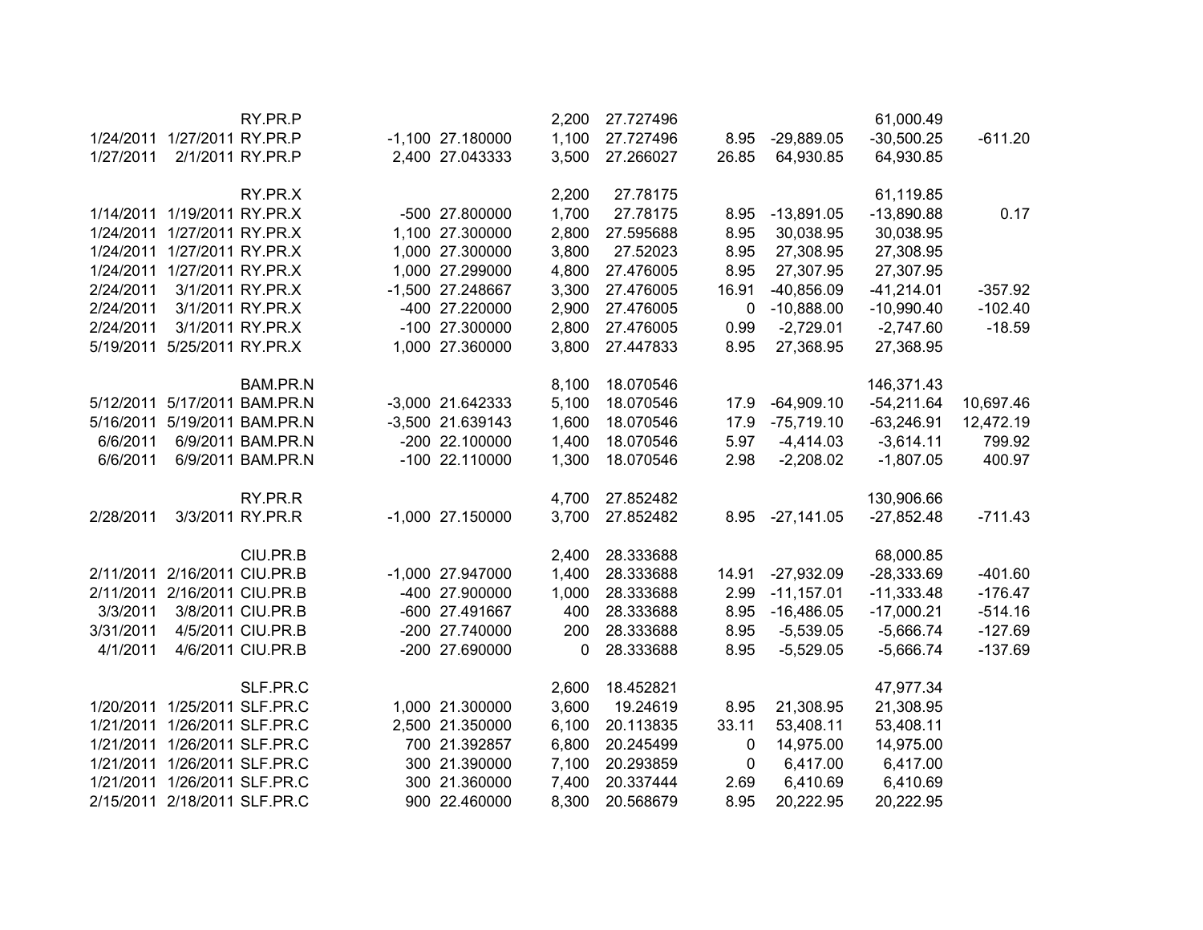| Trade Date | Settle Date | Symbol | Quantity | Price | Position | Avg Cost | Commission | Amount | Cost Basis | Gain/Loss |
|---|---|---|---|---|---|---|---|---|---|---|
| | | RY.PR.P | | | 2,200 | 27.727496 | | | 61,000.49 | |
| 1/24/2011 | 1/27/2011 | RY.PR.P | -1,100 | 27.180000 | 1,100 | 27.727496 | 8.95 | -29,889.05 | -30,500.25 | -611.20 |
| 1/27/2011 | 2/1/2011 | RY.PR.P | 2,400 | 27.043333 | 3,500 | 27.266027 | 26.85 | 64,930.85 | 64,930.85 | |
| | | | | | | | | | | |
| | | RY.PR.X | | | 2,200 | 27.78175 | | | 61,119.85 | |
| 1/14/2011 | 1/19/2011 | RY.PR.X | -500 | 27.800000 | 1,700 | 27.78175 | 8.95 | -13,891.05 | -13,890.88 | 0.17 |
| 1/24/2011 | 1/27/2011 | RY.PR.X | 1,100 | 27.300000 | 2,800 | 27.595688 | 8.95 | 30,038.95 | 30,038.95 | |
| 1/24/2011 | 1/27/2011 | RY.PR.X | 1,000 | 27.300000 | 3,800 | 27.52023 | 8.95 | 27,308.95 | 27,308.95 | |
| 1/24/2011 | 1/27/2011 | RY.PR.X | 1,000 | 27.299000 | 4,800 | 27.476005 | 8.95 | 27,307.95 | 27,307.95 | |
| 2/24/2011 | 3/1/2011 | RY.PR.X | -1,500 | 27.248667 | 3,300 | 27.476005 | 16.91 | -40,856.09 | -41,214.01 | -357.92 |
| 2/24/2011 | 3/1/2011 | RY.PR.X | -400 | 27.220000 | 2,900 | 27.476005 | 0 | -10,888.00 | -10,990.40 | -102.40 |
| 2/24/2011 | 3/1/2011 | RY.PR.X | -100 | 27.300000 | 2,800 | 27.476005 | 0.99 | -2,729.01 | -2,747.60 | -18.59 |
| 5/19/2011 | 5/25/2011 | RY.PR.X | 1,000 | 27.360000 | 3,800 | 27.447833 | 8.95 | 27,368.95 | 27,368.95 | |
| | | | | | | | | | | |
| | | BAM.PR.N | | | 8,100 | 18.070546 | | | 146,371.43 | |
| 5/12/2011 | 5/17/2011 | BAM.PR.N | -3,000 | 21.642333 | 5,100 | 18.070546 | 17.9 | -64,909.10 | -54,211.64 | 10,697.46 |
| 5/16/2011 | 5/19/2011 | BAM.PR.N | -3,500 | 21.639143 | 1,600 | 18.070546 | 17.9 | -75,719.10 | -63,246.91 | 12,472.19 |
| 6/6/2011 | 6/9/2011 | BAM.PR.N | -200 | 22.100000 | 1,400 | 18.070546 | 5.97 | -4,414.03 | -3,614.11 | 799.92 |
| 6/6/2011 | 6/9/2011 | BAM.PR.N | -100 | 22.110000 | 1,300 | 18.070546 | 2.98 | -2,208.02 | -1,807.05 | 400.97 |
| | | | | | | | | | | |
| | | RY.PR.R | | | 4,700 | 27.852482 | | | 130,906.66 | |
| 2/28/2011 | 3/3/2011 | RY.PR.R | -1,000 | 27.150000 | 3,700 | 27.852482 | 8.95 | -27,141.05 | -27,852.48 | -711.43 |
| | | | | | | | | | | |
| | | CIU.PR.B | | | 2,400 | 28.333688 | | | 68,000.85 | |
| 2/11/2011 | 2/16/2011 | CIU.PR.B | -1,000 | 27.947000 | 1,400 | 28.333688 | 14.91 | -27,932.09 | -28,333.69 | -401.60 |
| 2/11/2011 | 2/16/2011 | CIU.PR.B | -400 | 27.900000 | 1,000 | 28.333688 | 2.99 | -11,157.01 | -11,333.48 | -176.47 |
| 3/3/2011 | 3/8/2011 | CIU.PR.B | -600 | 27.491667 | 400 | 28.333688 | 8.95 | -16,486.05 | -17,000.21 | -514.16 |
| 3/31/2011 | 4/5/2011 | CIU.PR.B | -200 | 27.740000 | 200 | 28.333688 | 8.95 | -5,539.05 | -5,666.74 | -127.69 |
| 4/1/2011 | 4/6/2011 | CIU.PR.B | -200 | 27.690000 | 0 | 28.333688 | 8.95 | -5,529.05 | -5,666.74 | -137.69 |
| | | | | | | | | | | |
| | | SLF.PR.C | | | 2,600 | 18.452821 | | | 47,977.34 | |
| 1/20/2011 | 1/25/2011 | SLF.PR.C | 1,000 | 21.300000 | 3,600 | 19.24619 | 8.95 | 21,308.95 | 21,308.95 | |
| 1/21/2011 | 1/26/2011 | SLF.PR.C | 2,500 | 21.350000 | 6,100 | 20.113835 | 33.11 | 53,408.11 | 53,408.11 | |
| 1/21/2011 | 1/26/2011 | SLF.PR.C | 700 | 21.392857 | 6,800 | 20.245499 | 0 | 14,975.00 | 14,975.00 | |
| 1/21/2011 | 1/26/2011 | SLF.PR.C | 300 | 21.390000 | 7,100 | 20.293859 | 0 | 6,417.00 | 6,417.00 | |
| 1/21/2011 | 1/26/2011 | SLF.PR.C | 300 | 21.360000 | 7,400 | 20.337444 | 2.69 | 6,410.69 | 6,410.69 | |
| 2/15/2011 | 2/18/2011 | SLF.PR.C | 900 | 22.460000 | 8,300 | 20.568679 | 8.95 | 20,222.95 | 20,222.95 | |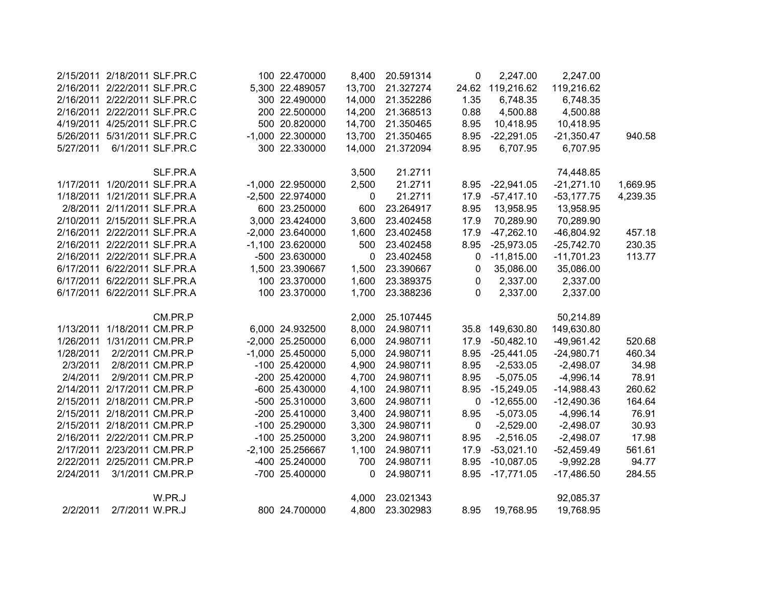| | | | | | | | | | | |
|---|---|---|---|---|---|---|---|---|---|---|
| 2/15/2011 | 2/18/2011 | SLF.PR.C | 100 | 22.470000 | 8,400 | 20.591314 | 0 | 2,247.00 | 2,247.00 | |
| 2/16/2011 | 2/22/2011 | SLF.PR.C | 5,300 | 22.489057 | 13,700 | 21.327274 | 24.62 | 119,216.62 | 119,216.62 | |
| 2/16/2011 | 2/22/2011 | SLF.PR.C | 300 | 22.490000 | 14,000 | 21.352286 | 1.35 | 6,748.35 | 6,748.35 | |
| 2/16/2011 | 2/22/2011 | SLF.PR.C | 200 | 22.500000 | 14,200 | 21.368513 | 0.88 | 4,500.88 | 4,500.88 | |
| 4/19/2011 | 4/25/2011 | SLF.PR.C | 500 | 20.820000 | 14,700 | 21.350465 | 8.95 | 10,418.95 | 10,418.95 | |
| 5/26/2011 | 5/31/2011 | SLF.PR.C | -1,000 | 22.300000 | 13,700 | 21.350465 | 8.95 | -22,291.05 | -21,350.47 | 940.58 |
| 5/27/2011 | 6/1/2011 | SLF.PR.C | 300 | 22.330000 | 14,000 | 21.372094 | 8.95 | 6,707.95 | 6,707.95 | |
| | | | | | | | | | | |
| | | SLF.PR.A | | | 3,500 | 21.2711 | | | 74,448.85 | |
| 1/17/2011 | 1/20/2011 | SLF.PR.A | -1,000 | 22.950000 | 2,500 | 21.2711 | 8.95 | -22,941.05 | -21,271.10 | 1,669.95 |
| 1/18/2011 | 1/21/2011 | SLF.PR.A | -2,500 | 22.974000 | 0 | 21.2711 | 17.9 | -57,417.10 | -53,177.75 | 4,239.35 |
| 2/8/2011 | 2/11/2011 | SLF.PR.A | 600 | 23.250000 | 600 | 23.264917 | 8.95 | 13,958.95 | 13,958.95 | |
| 2/10/2011 | 2/15/2011 | SLF.PR.A | 3,000 | 23.424000 | 3,600 | 23.402458 | 17.9 | 70,289.90 | 70,289.90 | |
| 2/16/2011 | 2/22/2011 | SLF.PR.A | -2,000 | 23.640000 | 1,600 | 23.402458 | 17.9 | -47,262.10 | -46,804.92 | 457.18 |
| 2/16/2011 | 2/22/2011 | SLF.PR.A | -1,100 | 23.620000 | 500 | 23.402458 | 8.95 | -25,973.05 | -25,742.70 | 230.35 |
| 2/16/2011 | 2/22/2011 | SLF.PR.A | -500 | 23.630000 | 0 | 23.402458 | 0 | -11,815.00 | -11,701.23 | 113.77 |
| 6/17/2011 | 6/22/2011 | SLF.PR.A | 1,500 | 23.390667 | 1,500 | 23.390667 | 0 | 35,086.00 | 35,086.00 | |
| 6/17/2011 | 6/22/2011 | SLF.PR.A | 100 | 23.370000 | 1,600 | 23.389375 | 0 | 2,337.00 | 2,337.00 | |
| 6/17/2011 | 6/22/2011 | SLF.PR.A | 100 | 23.370000 | 1,700 | 23.388236 | 0 | 2,337.00 | 2,337.00 | |
| | | | | | | | | | | |
| | | CM.PR.P | | | 2,000 | 25.107445 | | | 50,214.89 | |
| 1/13/2011 | 1/18/2011 | CM.PR.P | 6,000 | 24.932500 | 8,000 | 24.980711 | 35.8 | 149,630.80 | 149,630.80 | |
| 1/26/2011 | 1/31/2011 | CM.PR.P | -2,000 | 25.250000 | 6,000 | 24.980711 | 17.9 | -50,482.10 | -49,961.42 | 520.68 |
| 1/28/2011 | 2/2/2011 | CM.PR.P | -1,000 | 25.450000 | 5,000 | 24.980711 | 8.95 | -25,441.05 | -24,980.71 | 460.34 |
| 2/3/2011 | 2/8/2011 | CM.PR.P | -100 | 25.420000 | 4,900 | 24.980711 | 8.95 | -2,533.05 | -2,498.07 | 34.98 |
| 2/4/2011 | 2/9/2011 | CM.PR.P | -200 | 25.420000 | 4,700 | 24.980711 | 8.95 | -5,075.05 | -4,996.14 | 78.91 |
| 2/14/2011 | 2/17/2011 | CM.PR.P | -600 | 25.430000 | 4,100 | 24.980711 | 8.95 | -15,249.05 | -14,988.43 | 260.62 |
| 2/15/2011 | 2/18/2011 | CM.PR.P | -500 | 25.310000 | 3,600 | 24.980711 | 0 | -12,655.00 | -12,490.36 | 164.64 |
| 2/15/2011 | 2/18/2011 | CM.PR.P | -200 | 25.410000 | 3,400 | 24.980711 | 8.95 | -5,073.05 | -4,996.14 | 76.91 |
| 2/15/2011 | 2/18/2011 | CM.PR.P | -100 | 25.290000 | 3,300 | 24.980711 | 0 | -2,529.00 | -2,498.07 | 30.93 |
| 2/16/2011 | 2/22/2011 | CM.PR.P | -100 | 25.250000 | 3,200 | 24.980711 | 8.95 | -2,516.05 | -2,498.07 | 17.98 |
| 2/17/2011 | 2/23/2011 | CM.PR.P | -2,100 | 25.256667 | 1,100 | 24.980711 | 17.9 | -53,021.10 | -52,459.49 | 561.61 |
| 2/22/2011 | 2/25/2011 | CM.PR.P | -400 | 25.240000 | 700 | 24.980711 | 8.95 | -10,087.05 | -9,992.28 | 94.77 |
| 2/24/2011 | 3/1/2011 | CM.PR.P | -700 | 25.400000 | 0 | 24.980711 | 8.95 | -17,771.05 | -17,486.50 | 284.55 |
| | | | | | | | | | | |
| | | W.PR.J | | | 4,000 | 23.021343 | | | 92,085.37 | |
| 2/2/2011 | 2/7/2011 | W.PR.J | 800 | 24.700000 | 4,800 | 23.302983 | 8.95 | 19,768.95 | 19,768.95 | |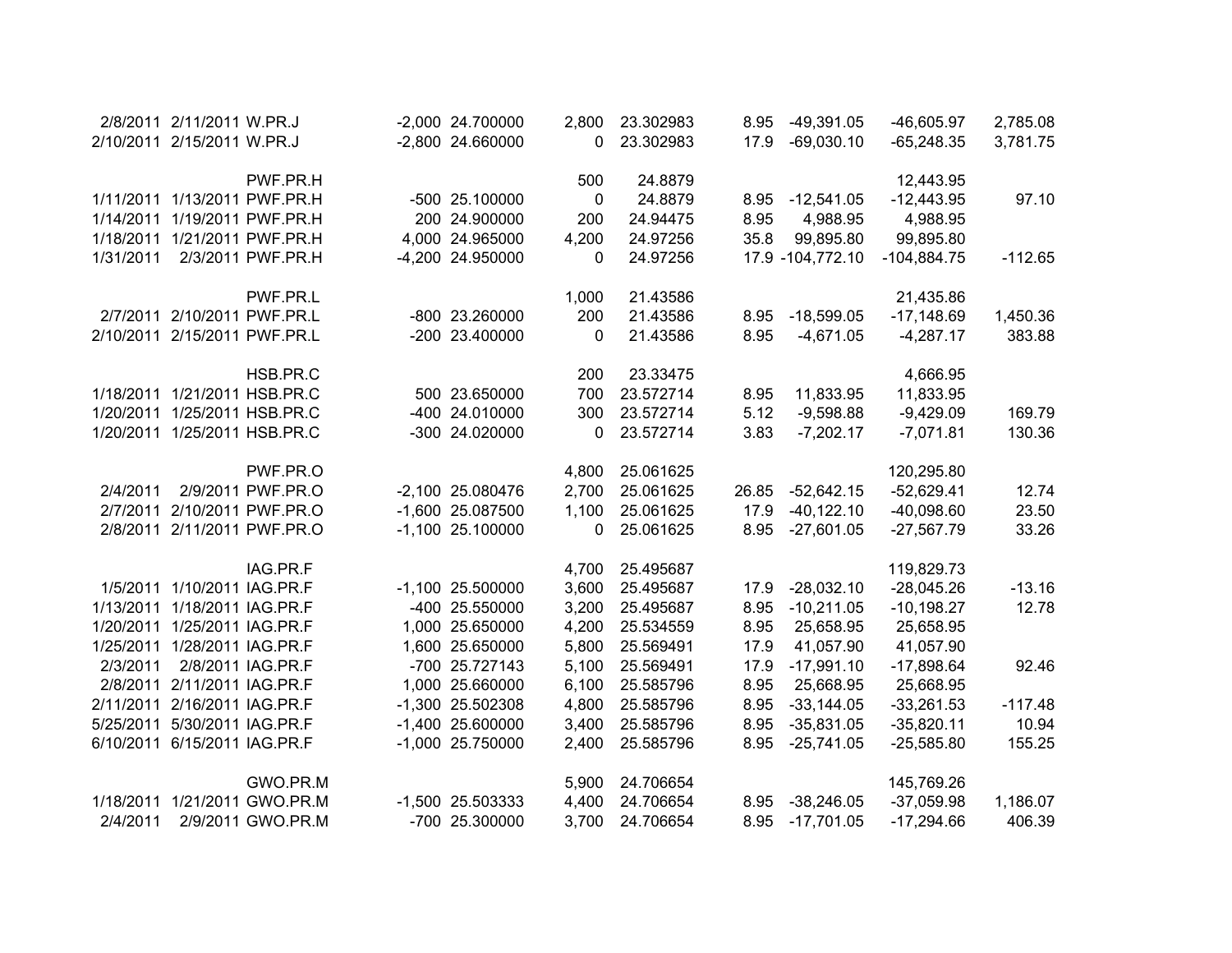| Trade Date | Settle Date | Symbol | Quantity | Price | Position | Avg Cost | Commission | Amount | Cost | Gain/Loss |
|---|---|---|---|---|---|---|---|---|---|---|
| 2/8/2011 | 2/11/2011 | W.PR.J | -2,000 | 24.700000 | 2,800 | 23.302983 | 8.95 | -49,391.05 | -46,605.97 | 2,785.08 |
| 2/10/2011 | 2/15/2011 | W.PR.J | -2,800 | 24.660000 | 0 | 23.302983 | 17.9 | -69,030.10 | -65,248.35 | 3,781.75 |
| | | | | | | | | | | |
| | | PWF.PR.H | | | 500 | 24.8879 | | | 12,443.95 | |
| 1/11/2011 | 1/13/2011 | PWF.PR.H | -500 | 25.100000 | 0 | 24.8879 | 8.95 | -12,541.05 | -12,443.95 | 97.10 |
| 1/14/2011 | 1/19/2011 | PWF.PR.H | 200 | 24.900000 | 200 | 24.94475 | 8.95 | 4,988.95 | 4,988.95 | |
| 1/18/2011 | 1/21/2011 | PWF.PR.H | 4,000 | 24.965000 | 4,200 | 24.97256 | 35.8 | 99,895.80 | 99,895.80 | |
| 1/31/2011 | 2/3/2011 | PWF.PR.H | -4,200 | 24.950000 | 0 | 24.97256 | 17.9 | -104,772.10 | -104,884.75 | -112.65 |
| | | | | | | | | | | |
| | | PWF.PR.L | | | 1,000 | 21.43586 | | | 21,435.86 | |
| 2/7/2011 | 2/10/2011 | PWF.PR.L | -800 | 23.260000 | 200 | 21.43586 | 8.95 | -18,599.05 | -17,148.69 | 1,450.36 |
| 2/10/2011 | 2/15/2011 | PWF.PR.L | -200 | 23.400000 | 0 | 21.43586 | 8.95 | -4,671.05 | -4,287.17 | 383.88 |
| | | | | | | | | | | |
| | | HSB.PR.C | | | 200 | 23.33475 | | | 4,666.95 | |
| 1/18/2011 | 1/21/2011 | HSB.PR.C | 500 | 23.650000 | 700 | 23.572714 | 8.95 | 11,833.95 | 11,833.95 | |
| 1/20/2011 | 1/25/2011 | HSB.PR.C | -400 | 24.010000 | 300 | 23.572714 | 5.12 | -9,598.88 | -9,429.09 | 169.79 |
| 1/20/2011 | 1/25/2011 | HSB.PR.C | -300 | 24.020000 | 0 | 23.572714 | 3.83 | -7,202.17 | -7,071.81 | 130.36 |
| | | | | | | | | | | |
| | | PWF.PR.O | | | 4,800 | 25.061625 | | | 120,295.80 | |
| 2/4/2011 | 2/9/2011 | PWF.PR.O | -2,100 | 25.080476 | 2,700 | 25.061625 | 26.85 | -52,642.15 | -52,629.41 | 12.74 |
| 2/7/2011 | 2/10/2011 | PWF.PR.O | -1,600 | 25.087500 | 1,100 | 25.061625 | 17.9 | -40,122.10 | -40,098.60 | 23.50 |
| 2/8/2011 | 2/11/2011 | PWF.PR.O | -1,100 | 25.100000 | 0 | 25.061625 | 8.95 | -27,601.05 | -27,567.79 | 33.26 |
| | | | | | | | | | | |
| | | IAG.PR.F | | | 4,700 | 25.495687 | | | 119,829.73 | |
| 1/5/2011 | 1/10/2011 | IAG.PR.F | -1,100 | 25.500000 | 3,600 | 25.495687 | 17.9 | -28,032.10 | -28,045.26 | -13.16 |
| 1/13/2011 | 1/18/2011 | IAG.PR.F | -400 | 25.550000 | 3,200 | 25.495687 | 8.95 | -10,211.05 | -10,198.27 | 12.78 |
| 1/20/2011 | 1/25/2011 | IAG.PR.F | 1,000 | 25.650000 | 4,200 | 25.534559 | 8.95 | 25,658.95 | 25,658.95 | |
| 1/25/2011 | 1/28/2011 | IAG.PR.F | 1,600 | 25.650000 | 5,800 | 25.569491 | 17.9 | 41,057.90 | 41,057.90 | |
| 2/3/2011 | 2/8/2011 | IAG.PR.F | -700 | 25.727143 | 5,100 | 25.569491 | 17.9 | -17,991.10 | -17,898.64 | 92.46 |
| 2/8/2011 | 2/11/2011 | IAG.PR.F | 1,000 | 25.660000 | 6,100 | 25.585796 | 8.95 | 25,668.95 | 25,668.95 | |
| 2/11/2011 | 2/16/2011 | IAG.PR.F | -1,300 | 25.502308 | 4,800 | 25.585796 | 8.95 | -33,144.05 | -33,261.53 | -117.48 |
| 5/25/2011 | 5/30/2011 | IAG.PR.F | -1,400 | 25.600000 | 3,400 | 25.585796 | 8.95 | -35,831.05 | -35,820.11 | 10.94 |
| 6/10/2011 | 6/15/2011 | IAG.PR.F | -1,000 | 25.750000 | 2,400 | 25.585796 | 8.95 | -25,741.05 | -25,585.80 | 155.25 |
| | | | | | | | | | | |
| | | GWO.PR.M | | | 5,900 | 24.706654 | | | 145,769.26 | |
| 1/18/2011 | 1/21/2011 | GWO.PR.M | -1,500 | 25.503333 | 4,400 | 24.706654 | 8.95 | -38,246.05 | -37,059.98 | 1,186.07 |
| 2/4/2011 | 2/9/2011 | GWO.PR.M | -700 | 25.300000 | 3,700 | 24.706654 | 8.95 | -17,701.05 | -17,294.66 | 406.39 |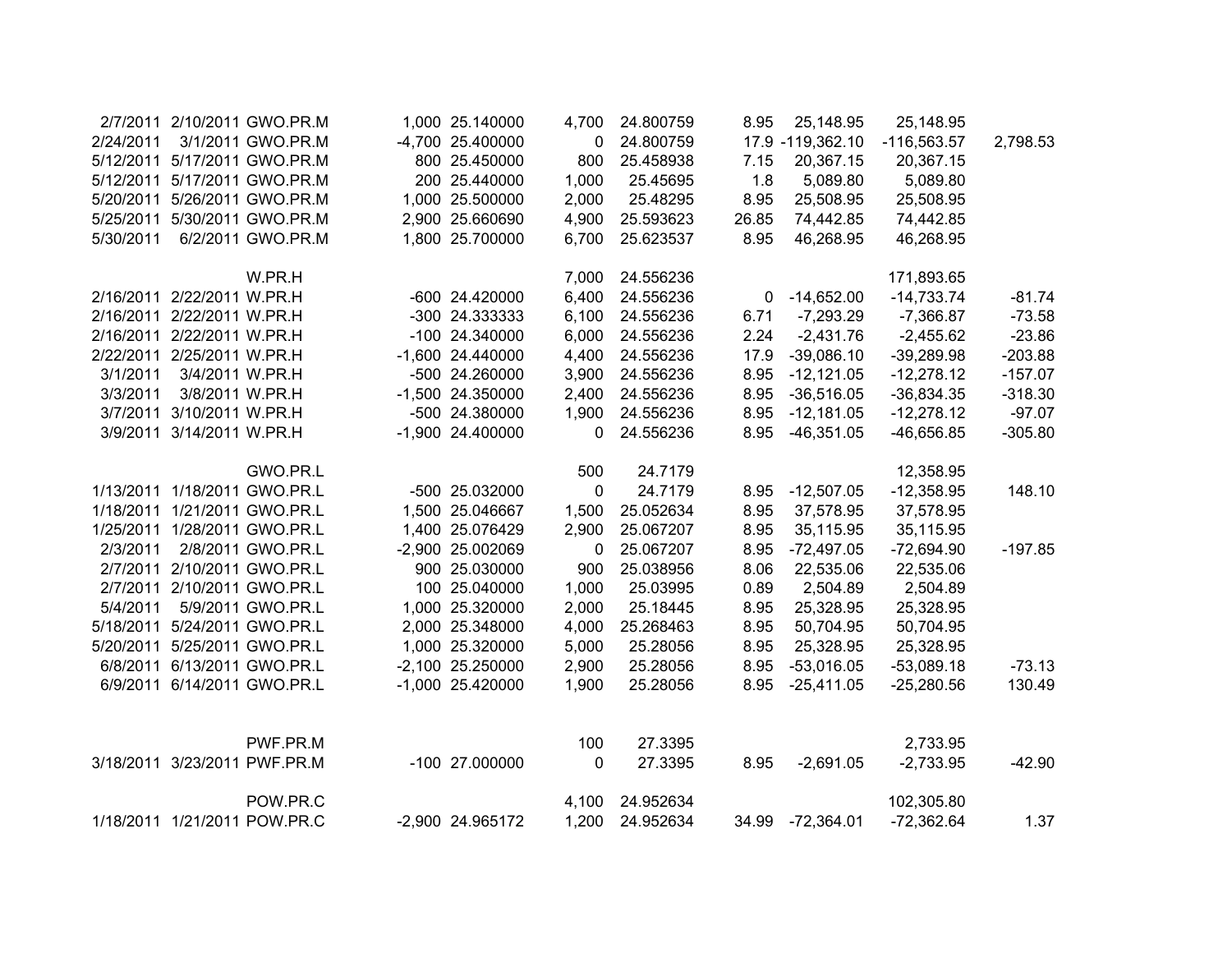| | | | | | | | | | | |
|---|---|---|---|---|---|---|---|---|---|---|
| 2/7/2011 | 2/10/2011 | GWO.PR.M | 1,000 | 25.140000 | 4,700 | 24.800759 | 8.95 | 25,148.95 | 25,148.95 | |
| 2/24/2011 | 3/1/2011 | GWO.PR.M | -4,700 | 25.400000 | 0 | 24.800759 | 17.9 | -119,362.10 | -116,563.57 | 2,798.53 |
| 5/12/2011 | 5/17/2011 | GWO.PR.M | 800 | 25.450000 | 800 | 25.458938 | 7.15 | 20,367.15 | 20,367.15 | |
| 5/12/2011 | 5/17/2011 | GWO.PR.M | 200 | 25.440000 | 1,000 | 25.45695 | 1.8 | 5,089.80 | 5,089.80 | |
| 5/20/2011 | 5/26/2011 | GWO.PR.M | 1,000 | 25.500000 | 2,000 | 25.48295 | 8.95 | 25,508.95 | 25,508.95 | |
| 5/25/2011 | 5/30/2011 | GWO.PR.M | 2,900 | 25.660690 | 4,900 | 25.593623 | 26.85 | 74,442.85 | 74,442.85 | |
| 5/30/2011 | 6/2/2011 | GWO.PR.M | 1,800 | 25.700000 | 6,700 | 25.623537 | 8.95 | 46,268.95 | 46,268.95 | |
| | | | | | | | | | | |
| | | W.PR.H | | | 7,000 | 24.556236 | | | 171,893.65 | |
| 2/16/2011 | 2/22/2011 | W.PR.H | -600 | 24.420000 | 6,400 | 24.556236 | 0 | -14,652.00 | -14,733.74 | -81.74 |
| 2/16/2011 | 2/22/2011 | W.PR.H | -300 | 24.333333 | 6,100 | 24.556236 | 6.71 | -7,293.29 | -7,366.87 | -73.58 |
| 2/16/2011 | 2/22/2011 | W.PR.H | -100 | 24.340000 | 6,000 | 24.556236 | 2.24 | -2,431.76 | -2,455.62 | -23.86 |
| 2/22/2011 | 2/25/2011 | W.PR.H | -1,600 | 24.440000 | 4,400 | 24.556236 | 17.9 | -39,086.10 | -39,289.98 | -203.88 |
| 3/1/2011 | 3/4/2011 | W.PR.H | -500 | 24.260000 | 3,900 | 24.556236 | 8.95 | -12,121.05 | -12,278.12 | -157.07 |
| 3/3/2011 | 3/8/2011 | W.PR.H | -1,500 | 24.350000 | 2,400 | 24.556236 | 8.95 | -36,516.05 | -36,834.35 | -318.30 |
| 3/7/2011 | 3/10/2011 | W.PR.H | -500 | 24.380000 | 1,900 | 24.556236 | 8.95 | -12,181.05 | -12,278.12 | -97.07 |
| 3/9/2011 | 3/14/2011 | W.PR.H | -1,900 | 24.400000 | 0 | 24.556236 | 8.95 | -46,351.05 | -46,656.85 | -305.80 |
| | | | | | | | | | | |
| | | GWO.PR.L | | | 500 | 24.7179 | | | 12,358.95 | |
| 1/13/2011 | 1/18/2011 | GWO.PR.L | -500 | 25.032000 | 0 | 24.7179 | 8.95 | -12,507.05 | -12,358.95 | 148.10 |
| 1/18/2011 | 1/21/2011 | GWO.PR.L | 1,500 | 25.046667 | 1,500 | 25.052634 | 8.95 | 37,578.95 | 37,578.95 | |
| 1/25/2011 | 1/28/2011 | GWO.PR.L | 1,400 | 25.076429 | 2,900 | 25.067207 | 8.95 | 35,115.95 | 35,115.95 | |
| 2/3/2011 | 2/8/2011 | GWO.PR.L | -2,900 | 25.002069 | 0 | 25.067207 | 8.95 | -72,497.05 | -72,694.90 | -197.85 |
| 2/7/2011 | 2/10/2011 | GWO.PR.L | 900 | 25.030000 | 900 | 25.038956 | 8.06 | 22,535.06 | 22,535.06 | |
| 2/7/2011 | 2/10/2011 | GWO.PR.L | 100 | 25.040000 | 1,000 | 25.03995 | 0.89 | 2,504.89 | 2,504.89 | |
| 5/4/2011 | 5/9/2011 | GWO.PR.L | 1,000 | 25.320000 | 2,000 | 25.18445 | 8.95 | 25,328.95 | 25,328.95 | |
| 5/18/2011 | 5/24/2011 | GWO.PR.L | 2,000 | 25.348000 | 4,000 | 25.268463 | 8.95 | 50,704.95 | 50,704.95 | |
| 5/20/2011 | 5/25/2011 | GWO.PR.L | 1,000 | 25.320000 | 5,000 | 25.28056 | 8.95 | 25,328.95 | 25,328.95 | |
| 6/8/2011 | 6/13/2011 | GWO.PR.L | -2,100 | 25.250000 | 2,900 | 25.28056 | 8.95 | -53,016.05 | -53,089.18 | -73.13 |
| 6/9/2011 | 6/14/2011 | GWO.PR.L | -1,000 | 25.420000 | 1,900 | 25.28056 | 8.95 | -25,411.05 | -25,280.56 | 130.49 |
| | | | | | | | | | | |
| | | PWF.PR.M | | | 100 | 27.3395 | | | 2,733.95 | |
| 3/18/2011 | 3/23/2011 | PWF.PR.M | -100 | 27.000000 | 0 | 27.3395 | 8.95 | -2,691.05 | -2,733.95 | -42.90 |
| | | | | | | | | | | |
| | | POW.PR.C | | | 4,100 | 24.952634 | | | 102,305.80 | |
| 1/18/2011 | 1/21/2011 | POW.PR.C | -2,900 | 24.965172 | 1,200 | 24.952634 | 34.99 | -72,364.01 | -72,362.64 | 1.37 |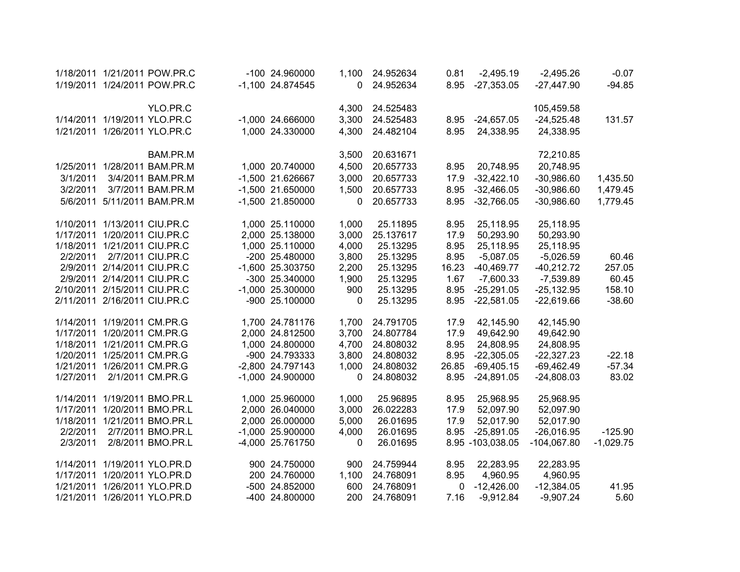| | | | | | | | | | | |
|---|---|---|---|---|---|---|---|---|---|---|
| 1/18/2011 | 1/21/2011 | POW.PR.C | -100 | 24.960000 | 1,100 | 24.952634 | 0.81 | -2,495.19 | -2,495.26 | -0.07 |
| 1/19/2011 | 1/24/2011 | POW.PR.C | -1,100 | 24.874545 | 0 | 24.952634 | 8.95 | -27,353.05 | -27,447.90 | -94.85 |
| | | | | | | | | | | |
| | | YLO.PR.C | | | 4,300 | 24.525483 | | | 105,459.58 | |
| 1/14/2011 | 1/19/2011 | YLO.PR.C | -1,000 | 24.666000 | 3,300 | 24.525483 | 8.95 | -24,657.05 | -24,525.48 | 131.57 |
| 1/21/2011 | 1/26/2011 | YLO.PR.C | 1,000 | 24.330000 | 4,300 | 24.482104 | 8.95 | 24,338.95 | 24,338.95 | |
| | | | | | | | | | | |
| | | BAM.PR.M | | | 3,500 | 20.631671 | | | 72,210.85 | |
| 1/25/2011 | 1/28/2011 | BAM.PR.M | 1,000 | 20.740000 | 4,500 | 20.657733 | 8.95 | 20,748.95 | 20,748.95 | |
| 3/1/2011 | 3/4/2011 | BAM.PR.M | -1,500 | 21.626667 | 3,000 | 20.657733 | 17.9 | -32,422.10 | -30,986.60 | 1,435.50 |
| 3/2/2011 | 3/7/2011 | BAM.PR.M | -1,500 | 21.650000 | 1,500 | 20.657733 | 8.95 | -32,466.05 | -30,986.60 | 1,479.45 |
| 5/6/2011 | 5/11/2011 | BAM.PR.M | -1,500 | 21.850000 | 0 | 20.657733 | 8.95 | -32,766.05 | -30,986.60 | 1,779.45 |
| | | | | | | | | | | |
| 1/10/2011 | 1/13/2011 | CIU.PR.C | 1,000 | 25.110000 | 1,000 | 25.11895 | 8.95 | 25,118.95 | 25,118.95 | |
| 1/17/2011 | 1/20/2011 | CIU.PR.C | 2,000 | 25.138000 | 3,000 | 25.137617 | 17.9 | 50,293.90 | 50,293.90 | |
| 1/18/2011 | 1/21/2011 | CIU.PR.C | 1,000 | 25.110000 | 4,000 | 25.13295 | 8.95 | 25,118.95 | 25,118.95 | |
| 2/2/2011 | 2/7/2011 | CIU.PR.C | -200 | 25.480000 | 3,800 | 25.13295 | 8.95 | -5,087.05 | -5,026.59 | 60.46 |
| 2/9/2011 | 2/14/2011 | CIU.PR.C | -1,600 | 25.303750 | 2,200 | 25.13295 | 16.23 | -40,469.77 | -40,212.72 | 257.05 |
| 2/9/2011 | 2/14/2011 | CIU.PR.C | -300 | 25.340000 | 1,900 | 25.13295 | 1.67 | -7,600.33 | -7,539.89 | 60.45 |
| 2/10/2011 | 2/15/2011 | CIU.PR.C | -1,000 | 25.300000 | 900 | 25.13295 | 8.95 | -25,291.05 | -25,132.95 | 158.10 |
| 2/11/2011 | 2/16/2011 | CIU.PR.C | -900 | 25.100000 | 0 | 25.13295 | 8.95 | -22,581.05 | -22,619.66 | -38.60 |
| | | | | | | | | | | |
| 1/14/2011 | 1/19/2011 | CM.PR.G | 1,700 | 24.781176 | 1,700 | 24.791705 | 17.9 | 42,145.90 | 42,145.90 | |
| 1/17/2011 | 1/20/2011 | CM.PR.G | 2,000 | 24.812500 | 3,700 | 24.807784 | 17.9 | 49,642.90 | 49,642.90 | |
| 1/18/2011 | 1/21/2011 | CM.PR.G | 1,000 | 24.800000 | 4,700 | 24.808032 | 8.95 | 24,808.95 | 24,808.95 | |
| 1/20/2011 | 1/25/2011 | CM.PR.G | -900 | 24.793333 | 3,800 | 24.808032 | 8.95 | -22,305.05 | -22,327.23 | -22.18 |
| 1/21/2011 | 1/26/2011 | CM.PR.G | -2,800 | 24.797143 | 1,000 | 24.808032 | 26.85 | -69,405.15 | -69,462.49 | -57.34 |
| 1/27/2011 | 2/1/2011 | CM.PR.G | -1,000 | 24.900000 | 0 | 24.808032 | 8.95 | -24,891.05 | -24,808.03 | 83.02 |
| | | | | | | | | | | |
| 1/14/2011 | 1/19/2011 | BMO.PR.L | 1,000 | 25.960000 | 1,000 | 25.96895 | 8.95 | 25,968.95 | 25,968.95 | |
| 1/17/2011 | 1/20/2011 | BMO.PR.L | 2,000 | 26.040000 | 3,000 | 26.022283 | 17.9 | 52,097.90 | 52,097.90 | |
| 1/18/2011 | 1/21/2011 | BMO.PR.L | 2,000 | 26.000000 | 5,000 | 26.01695 | 17.9 | 52,017.90 | 52,017.90 | |
| 2/2/2011 | 2/7/2011 | BMO.PR.L | -1,000 | 25.900000 | 4,000 | 26.01695 | 8.95 | -25,891.05 | -26,016.95 | -125.90 |
| 2/3/2011 | 2/8/2011 | BMO.PR.L | -4,000 | 25.761750 | 0 | 26.01695 | 8.95 | -103,038.05 | -104,067.80 | -1,029.75 |
| | | | | | | | | | | |
| 1/14/2011 | 1/19/2011 | YLO.PR.D | 900 | 24.750000 | 900 | 24.759944 | 8.95 | 22,283.95 | 22,283.95 | |
| 1/17/2011 | 1/20/2011 | YLO.PR.D | 200 | 24.760000 | 1,100 | 24.768091 | 8.95 | 4,960.95 | 4,960.95 | |
| 1/21/2011 | 1/26/2011 | YLO.PR.D | -500 | 24.852000 | 600 | 24.768091 | 0 | -12,426.00 | -12,384.05 | 41.95 |
| 1/21/2011 | 1/26/2011 | YLO.PR.D | -400 | 24.800000 | 200 | 24.768091 | 7.16 | -9,912.84 | -9,907.24 | 5.60 |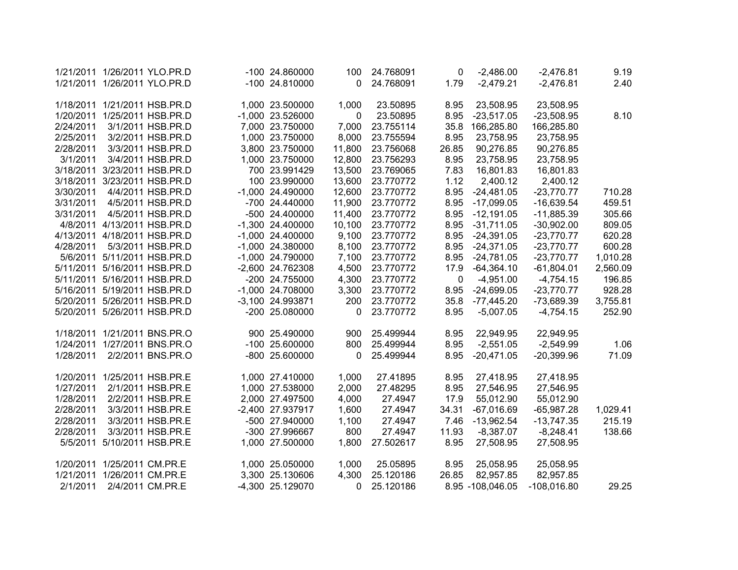| | | | | | | | | | | |
|---|---|---|---|---|---|---|---|---|---|---|
| 1/21/2011 | 1/26/2011 | YLO.PR.D | -100 | 24.860000 | 100 | 24.768091 | 0 | -2,486.00 | -2,476.81 | 9.19 |
| 1/21/2011 | 1/26/2011 | YLO.PR.D | -100 | 24.810000 | 0 | 24.768091 | 1.79 | -2,479.21 | -2,476.81 | 2.40 |
| | | | | | | | | | | |
| 1/18/2011 | 1/21/2011 | HSB.PR.D | 1,000 | 23.500000 | 1,000 | 23.50895 | 8.95 | 23,508.95 | 23,508.95 | |
| 1/20/2011 | 1/25/2011 | HSB.PR.D | -1,000 | 23.526000 | 0 | 23.50895 | 8.95 | -23,517.05 | -23,508.95 | 8.10 |
| 2/24/2011 | 3/1/2011 | HSB.PR.D | 7,000 | 23.750000 | 7,000 | 23.755114 | 35.8 | 166,285.80 | 166,285.80 | |
| 2/25/2011 | 3/2/2011 | HSB.PR.D | 1,000 | 23.750000 | 8,000 | 23.755594 | 8.95 | 23,758.95 | 23,758.95 | |
| 2/28/2011 | 3/3/2011 | HSB.PR.D | 3,800 | 23.750000 | 11,800 | 23.756068 | 26.85 | 90,276.85 | 90,276.85 | |
| 3/1/2011 | 3/4/2011 | HSB.PR.D | 1,000 | 23.750000 | 12,800 | 23.756293 | 8.95 | 23,758.95 | 23,758.95 | |
| 3/18/2011 | 3/23/2011 | HSB.PR.D | 700 | 23.991429 | 13,500 | 23.769065 | 7.83 | 16,801.83 | 16,801.83 | |
| 3/18/2011 | 3/23/2011 | HSB.PR.D | 100 | 23.990000 | 13,600 | 23.770772 | 1.12 | 2,400.12 | 2,400.12 | |
| 3/30/2011 | 4/4/2011 | HSB.PR.D | -1,000 | 24.490000 | 12,600 | 23.770772 | 8.95 | -24,481.05 | -23,770.77 | 710.28 |
| 3/31/2011 | 4/5/2011 | HSB.PR.D | -700 | 24.440000 | 11,900 | 23.770772 | 8.95 | -17,099.05 | -16,639.54 | 459.51 |
| 3/31/2011 | 4/5/2011 | HSB.PR.D | -500 | 24.400000 | 11,400 | 23.770772 | 8.95 | -12,191.05 | -11,885.39 | 305.66 |
| 4/8/2011 | 4/13/2011 | HSB.PR.D | -1,300 | 24.400000 | 10,100 | 23.770772 | 8.95 | -31,711.05 | -30,902.00 | 809.05 |
| 4/13/2011 | 4/18/2011 | HSB.PR.D | -1,000 | 24.400000 | 9,100 | 23.770772 | 8.95 | -24,391.05 | -23,770.77 | 620.28 |
| 4/28/2011 | 5/3/2011 | HSB.PR.D | -1,000 | 24.380000 | 8,100 | 23.770772 | 8.95 | -24,371.05 | -23,770.77 | 600.28 |
| 5/6/2011 | 5/11/2011 | HSB.PR.D | -1,000 | 24.790000 | 7,100 | 23.770772 | 8.95 | -24,781.05 | -23,770.77 | 1,010.28 |
| 5/11/2011 | 5/16/2011 | HSB.PR.D | -2,600 | 24.762308 | 4,500 | 23.770772 | 17.9 | -64,364.10 | -61,804.01 | 2,560.09 |
| 5/11/2011 | 5/16/2011 | HSB.PR.D | -200 | 24.755000 | 4,300 | 23.770772 | 0 | -4,951.00 | -4,754.15 | 196.85 |
| 5/16/2011 | 5/19/2011 | HSB.PR.D | -1,000 | 24.708000 | 3,300 | 23.770772 | 8.95 | -24,699.05 | -23,770.77 | 928.28 |
| 5/20/2011 | 5/26/2011 | HSB.PR.D | -3,100 | 24.993871 | 200 | 23.770772 | 35.8 | -77,445.20 | -73,689.39 | 3,755.81 |
| 5/20/2011 | 5/26/2011 | HSB.PR.D | -200 | 25.080000 | 0 | 23.770772 | 8.95 | -5,007.05 | -4,754.15 | 252.90 |
| | | | | | | | | | | |
| 1/18/2011 | 1/21/2011 | BNS.PR.O | 900 | 25.490000 | 900 | 25.499944 | 8.95 | 22,949.95 | 22,949.95 | |
| 1/24/2011 | 1/27/2011 | BNS.PR.O | -100 | 25.600000 | 800 | 25.499944 | 8.95 | -2,551.05 | -2,549.99 | 1.06 |
| 1/28/2011 | 2/2/2011 | BNS.PR.O | -800 | 25.600000 | 0 | 25.499944 | 8.95 | -20,471.05 | -20,399.96 | 71.09 |
| | | | | | | | | | | |
| 1/20/2011 | 1/25/2011 | HSB.PR.E | 1,000 | 27.410000 | 1,000 | 27.41895 | 8.95 | 27,418.95 | 27,418.95 | |
| 1/27/2011 | 2/1/2011 | HSB.PR.E | 1,000 | 27.538000 | 2,000 | 27.48295 | 8.95 | 27,546.95 | 27,546.95 | |
| 1/28/2011 | 2/2/2011 | HSB.PR.E | 2,000 | 27.497500 | 4,000 | 27.4947 | 17.9 | 55,012.90 | 55,012.90 | |
| 2/28/2011 | 3/3/2011 | HSB.PR.E | -2,400 | 27.937917 | 1,600 | 27.4947 | 34.31 | -67,016.69 | -65,987.28 | 1,029.41 |
| 2/28/2011 | 3/3/2011 | HSB.PR.E | -500 | 27.940000 | 1,100 | 27.4947 | 7.46 | -13,962.54 | -13,747.35 | 215.19 |
| 2/28/2011 | 3/3/2011 | HSB.PR.E | -300 | 27.996667 | 800 | 27.4947 | 11.93 | -8,387.07 | -8,248.41 | 138.66 |
| 5/5/2011 | 5/10/2011 | HSB.PR.E | 1,000 | 27.500000 | 1,800 | 27.502617 | 8.95 | 27,508.95 | 27,508.95 | |
| | | | | | | | | | | |
| 1/20/2011 | 1/25/2011 | CM.PR.E | 1,000 | 25.050000 | 1,000 | 25.05895 | 8.95 | 25,058.95 | 25,058.95 | |
| 1/21/2011 | 1/26/2011 | CM.PR.E | 3,300 | 25.130606 | 4,300 | 25.120186 | 26.85 | 82,957.85 | 82,957.85 | |
| 2/1/2011 | 2/4/2011 | CM.PR.E | -4,300 | 25.129070 | 0 | 25.120186 | 8.95 | -108,046.05 | -108,016.80 | 29.25 |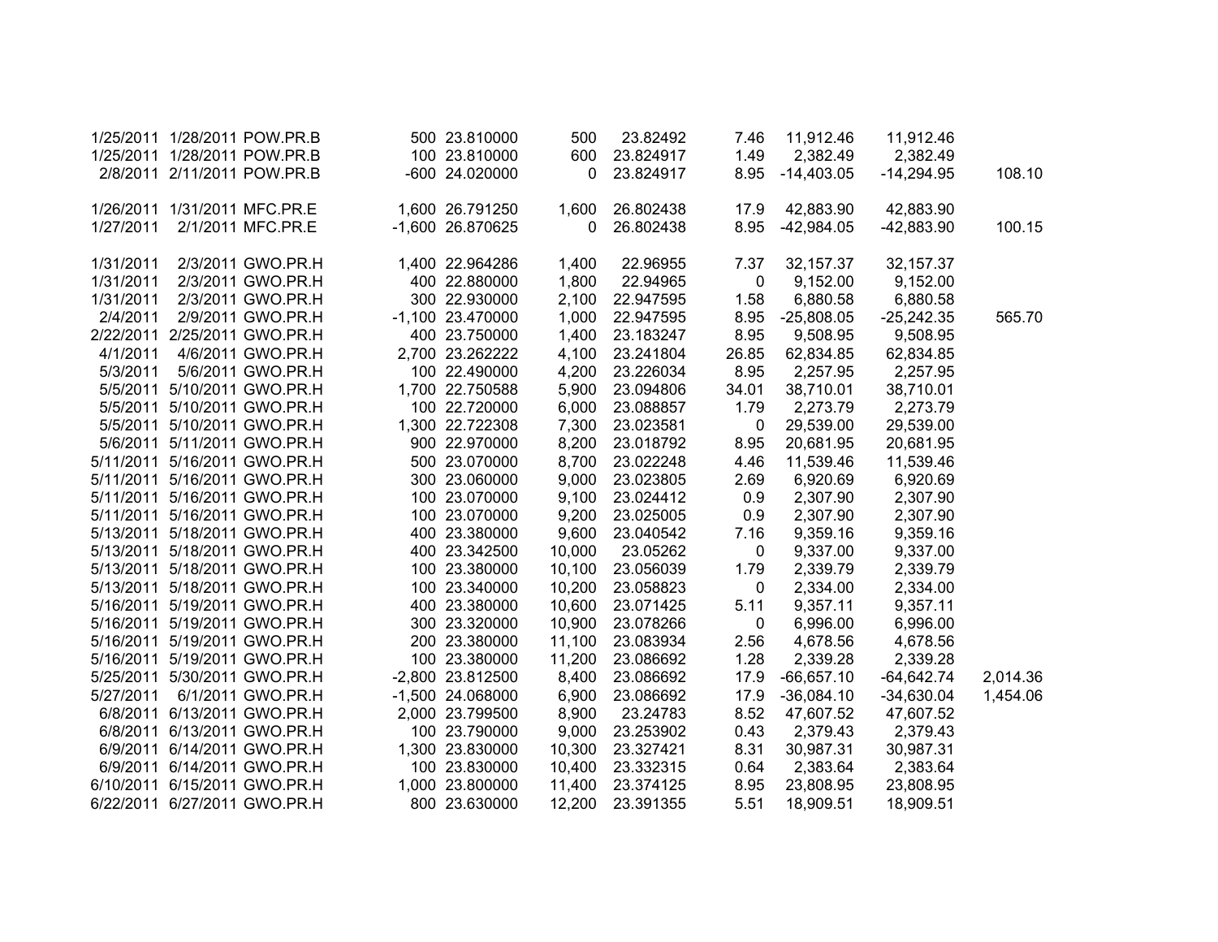| | | | | | | | | | | |
|---|---|---|---|---|---|---|---|---|---|---|
| 1/25/2011 | 1/28/2011 | POW.PR.B | 500 | 23.810000 | 500 | 23.82492 | 7.46 | 11,912.46 | 11,912.46 | |
| 1/25/2011 | 1/28/2011 | POW.PR.B | 100 | 23.810000 | 600 | 23.824917 | 1.49 | 2,382.49 | 2,382.49 | |
| 2/8/2011 | 2/11/2011 | POW.PR.B | -600 | 24.020000 | 0 | 23.824917 | 8.95 | -14,403.05 | -14,294.95 | 108.10 |
| | | | | | | | | | | |
| 1/26/2011 | 1/31/2011 | MFC.PR.E | 1,600 | 26.791250 | 1,600 | 26.802438 | 17.9 | 42,883.90 | 42,883.90 | |
| 1/27/2011 | 2/1/2011 | MFC.PR.E | -1,600 | 26.870625 | 0 | 26.802438 | 8.95 | -42,984.05 | -42,883.90 | 100.15 |
| | | | | | | | | | | |
| 1/31/2011 | 2/3/2011 | GWO.PR.H | 1,400 | 22.964286 | 1,400 | 22.96955 | 7.37 | 32,157.37 | 32,157.37 | |
| 1/31/2011 | 2/3/2011 | GWO.PR.H | 400 | 22.880000 | 1,800 | 22.94965 | 0 | 9,152.00 | 9,152.00 | |
| 1/31/2011 | 2/3/2011 | GWO.PR.H | 300 | 22.930000 | 2,100 | 22.947595 | 1.58 | 6,880.58 | 6,880.58 | |
| 2/4/2011 | 2/9/2011 | GWO.PR.H | -1,100 | 23.470000 | 1,000 | 22.947595 | 8.95 | -25,808.05 | -25,242.35 | 565.70 |
| 2/22/2011 | 2/25/2011 | GWO.PR.H | 400 | 23.750000 | 1,400 | 23.183247 | 8.95 | 9,508.95 | 9,508.95 | |
| 4/1/2011 | 4/6/2011 | GWO.PR.H | 2,700 | 23.262222 | 4,100 | 23.241804 | 26.85 | 62,834.85 | 62,834.85 | |
| 5/3/2011 | 5/6/2011 | GWO.PR.H | 100 | 22.490000 | 4,200 | 23.226034 | 8.95 | 2,257.95 | 2,257.95 | |
| 5/5/2011 | 5/10/2011 | GWO.PR.H | 1,700 | 22.750588 | 5,900 | 23.094806 | 34.01 | 38,710.01 | 38,710.01 | |
| 5/5/2011 | 5/10/2011 | GWO.PR.H | 100 | 22.720000 | 6,000 | 23.088857 | 1.79 | 2,273.79 | 2,273.79 | |
| 5/5/2011 | 5/10/2011 | GWO.PR.H | 1,300 | 22.722308 | 7,300 | 23.023581 | 0 | 29,539.00 | 29,539.00 | |
| 5/6/2011 | 5/11/2011 | GWO.PR.H | 900 | 22.970000 | 8,200 | 23.018792 | 8.95 | 20,681.95 | 20,681.95 | |
| 5/11/2011 | 5/16/2011 | GWO.PR.H | 500 | 23.070000 | 8,700 | 23.022248 | 4.46 | 11,539.46 | 11,539.46 | |
| 5/11/2011 | 5/16/2011 | GWO.PR.H | 300 | 23.060000 | 9,000 | 23.023805 | 2.69 | 6,920.69 | 6,920.69 | |
| 5/11/2011 | 5/16/2011 | GWO.PR.H | 100 | 23.070000 | 9,100 | 23.024412 | 0.9 | 2,307.90 | 2,307.90 | |
| 5/11/2011 | 5/16/2011 | GWO.PR.H | 100 | 23.070000 | 9,200 | 23.025005 | 0.9 | 2,307.90 | 2,307.90 | |
| 5/13/2011 | 5/18/2011 | GWO.PR.H | 400 | 23.380000 | 9,600 | 23.040542 | 7.16 | 9,359.16 | 9,359.16 | |
| 5/13/2011 | 5/18/2011 | GWO.PR.H | 400 | 23.342500 | 10,000 | 23.05262 | 0 | 9,337.00 | 9,337.00 | |
| 5/13/2011 | 5/18/2011 | GWO.PR.H | 100 | 23.380000 | 10,100 | 23.056039 | 1.79 | 2,339.79 | 2,339.79 | |
| 5/13/2011 | 5/18/2011 | GWO.PR.H | 100 | 23.340000 | 10,200 | 23.058823 | 0 | 2,334.00 | 2,334.00 | |
| 5/16/2011 | 5/19/2011 | GWO.PR.H | 400 | 23.380000 | 10,600 | 23.071425 | 5.11 | 9,357.11 | 9,357.11 | |
| 5/16/2011 | 5/19/2011 | GWO.PR.H | 300 | 23.320000 | 10,900 | 23.078266 | 0 | 6,996.00 | 6,996.00 | |
| 5/16/2011 | 5/19/2011 | GWO.PR.H | 200 | 23.380000 | 11,100 | 23.083934 | 2.56 | 4,678.56 | 4,678.56 | |
| 5/16/2011 | 5/19/2011 | GWO.PR.H | 100 | 23.380000 | 11,200 | 23.086692 | 1.28 | 2,339.28 | 2,339.28 | |
| 5/25/2011 | 5/30/2011 | GWO.PR.H | -2,800 | 23.812500 | 8,400 | 23.086692 | 17.9 | -66,657.10 | -64,642.74 | 2,014.36 |
| 5/27/2011 | 6/1/2011 | GWO.PR.H | -1,500 | 24.068000 | 6,900 | 23.086692 | 17.9 | -36,084.10 | -34,630.04 | 1,454.06 |
| 6/8/2011 | 6/13/2011 | GWO.PR.H | 2,000 | 23.799500 | 8,900 | 23.24783 | 8.52 | 47,607.52 | 47,607.52 | |
| 6/8/2011 | 6/13/2011 | GWO.PR.H | 100 | 23.790000 | 9,000 | 23.253902 | 0.43 | 2,379.43 | 2,379.43 | |
| 6/9/2011 | 6/14/2011 | GWO.PR.H | 1,300 | 23.830000 | 10,300 | 23.327421 | 8.31 | 30,987.31 | 30,987.31 | |
| 6/9/2011 | 6/14/2011 | GWO.PR.H | 100 | 23.830000 | 10,400 | 23.332315 | 0.64 | 2,383.64 | 2,383.64 | |
| 6/10/2011 | 6/15/2011 | GWO.PR.H | 1,000 | 23.800000 | 11,400 | 23.374125 | 8.95 | 23,808.95 | 23,808.95 | |
| 6/22/2011 | 6/27/2011 | GWO.PR.H | 800 | 23.630000 | 12,200 | 23.391355 | 5.51 | 18,909.51 | 18,909.51 | |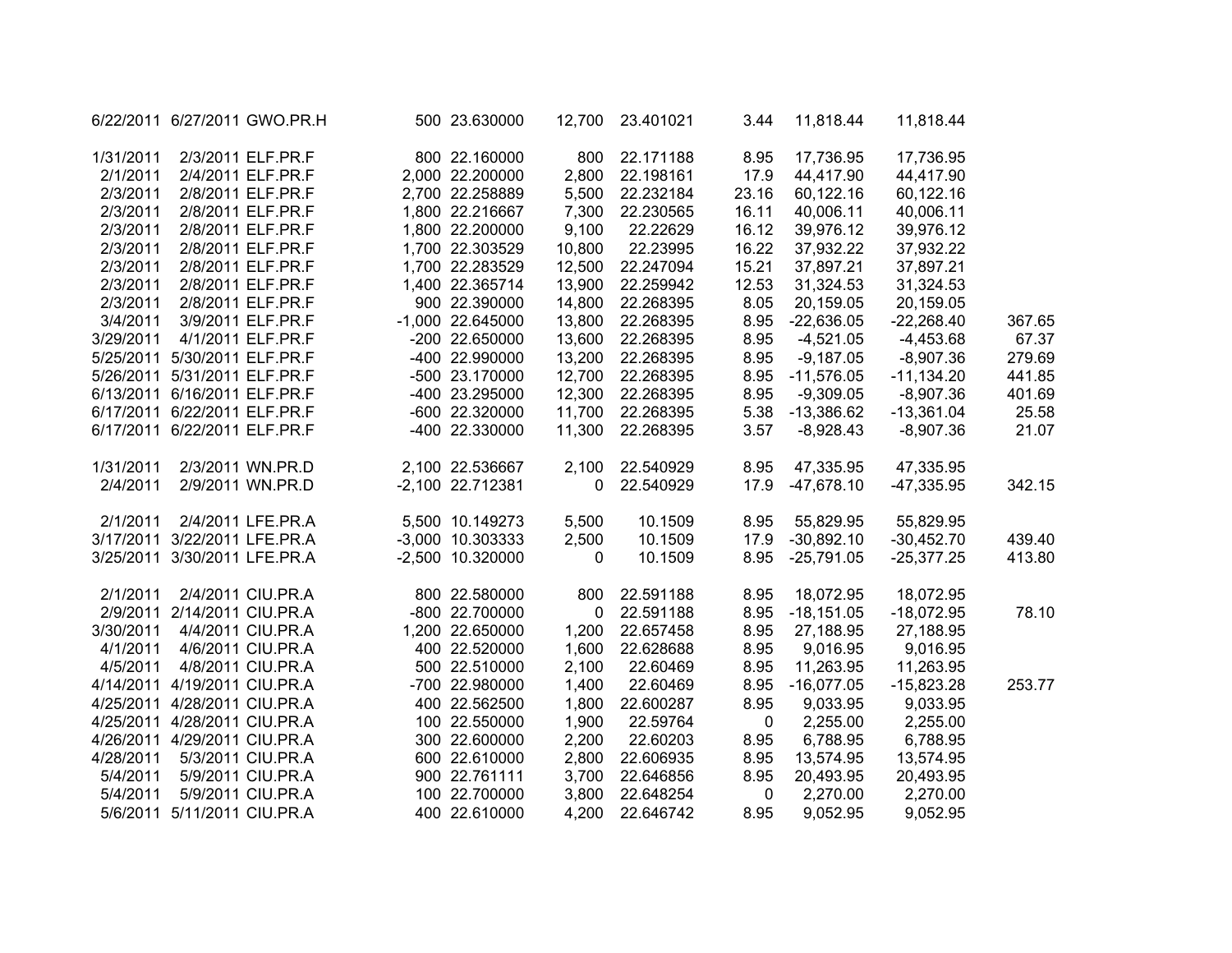| | | | | | | | | | | |
|---|---|---|---|---|---|---|---|---|---|---|
| 6/22/2011 | 6/27/2011 | GWO.PR.H | 500 | 23.630000 | 12,700 | 23.401021 | 3.44 | 11,818.44 | 11,818.44 | |
| | | | | | | | | | | |
| 1/31/2011 | 2/3/2011 | ELF.PR.F | 800 | 22.160000 | 800 | 22.171188 | 8.95 | 17,736.95 | 17,736.95 | |
| 2/1/2011 | 2/4/2011 | ELF.PR.F | 2,000 | 22.200000 | 2,800 | 22.198161 | 17.9 | 44,417.90 | 44,417.90 | |
| 2/3/2011 | 2/8/2011 | ELF.PR.F | 2,700 | 22.258889 | 5,500 | 22.232184 | 23.16 | 60,122.16 | 60,122.16 | |
| 2/3/2011 | 2/8/2011 | ELF.PR.F | 1,800 | 22.216667 | 7,300 | 22.230565 | 16.11 | 40,006.11 | 40,006.11 | |
| 2/3/2011 | 2/8/2011 | ELF.PR.F | 1,800 | 22.200000 | 9,100 | 22.22629 | 16.12 | 39,976.12 | 39,976.12 | |
| 2/3/2011 | 2/8/2011 | ELF.PR.F | 1,700 | 22.303529 | 10,800 | 22.23995 | 16.22 | 37,932.22 | 37,932.22 | |
| 2/3/2011 | 2/8/2011 | ELF.PR.F | 1,700 | 22.283529 | 12,500 | 22.247094 | 15.21 | 37,897.21 | 37,897.21 | |
| 2/3/2011 | 2/8/2011 | ELF.PR.F | 1,400 | 22.365714 | 13,900 | 22.259942 | 12.53 | 31,324.53 | 31,324.53 | |
| 2/3/2011 | 2/8/2011 | ELF.PR.F | 900 | 22.390000 | 14,800 | 22.268395 | 8.05 | 20,159.05 | 20,159.05 | |
| 3/4/2011 | 3/9/2011 | ELF.PR.F | -1,000 | 22.645000 | 13,800 | 22.268395 | 8.95 | -22,636.05 | -22,268.40 | 367.65 |
| 3/29/2011 | 4/1/2011 | ELF.PR.F | -200 | 22.650000 | 13,600 | 22.268395 | 8.95 | -4,521.05 | -4,453.68 | 67.37 |
| 5/25/2011 | 5/30/2011 | ELF.PR.F | -400 | 22.990000 | 13,200 | 22.268395 | 8.95 | -9,187.05 | -8,907.36 | 279.69 |
| 5/26/2011 | 5/31/2011 | ELF.PR.F | -500 | 23.170000 | 12,700 | 22.268395 | 8.95 | -11,576.05 | -11,134.20 | 441.85 |
| 6/13/2011 | 6/16/2011 | ELF.PR.F | -400 | 23.295000 | 12,300 | 22.268395 | 8.95 | -9,309.05 | -8,907.36 | 401.69 |
| 6/17/2011 | 6/22/2011 | ELF.PR.F | -600 | 22.320000 | 11,700 | 22.268395 | 5.38 | -13,386.62 | -13,361.04 | 25.58 |
| 6/17/2011 | 6/22/2011 | ELF.PR.F | -400 | 22.330000 | 11,300 | 22.268395 | 3.57 | -8,928.43 | -8,907.36 | 21.07 |
| | | | | | | | | | | |
| 1/31/2011 | 2/3/2011 | WN.PR.D | 2,100 | 22.536667 | 2,100 | 22.540929 | 8.95 | 47,335.95 | 47,335.95 | |
| 2/4/2011 | 2/9/2011 | WN.PR.D | -2,100 | 22.712381 | 0 | 22.540929 | 17.9 | -47,678.10 | -47,335.95 | 342.15 |
| | | | | | | | | | | |
| 2/1/2011 | 2/4/2011 | LFE.PR.A | 5,500 | 10.149273 | 5,500 | 10.1509 | 8.95 | 55,829.95 | 55,829.95 | |
| 3/17/2011 | 3/22/2011 | LFE.PR.A | -3,000 | 10.303333 | 2,500 | 10.1509 | 17.9 | -30,892.10 | -30,452.70 | 439.40 |
| 3/25/2011 | 3/30/2011 | LFE.PR.A | -2,500 | 10.320000 | 0 | 10.1509 | 8.95 | -25,791.05 | -25,377.25 | 413.80 |
| | | | | | | | | | | |
| 2/1/2011 | 2/4/2011 | CIU.PR.A | 800 | 22.580000 | 800 | 22.591188 | 8.95 | 18,072.95 | 18,072.95 | |
| 2/9/2011 | 2/14/2011 | CIU.PR.A | -800 | 22.700000 | 0 | 22.591188 | 8.95 | -18,151.05 | -18,072.95 | 78.10 |
| 3/30/2011 | 4/4/2011 | CIU.PR.A | 1,200 | 22.650000 | 1,200 | 22.657458 | 8.95 | 27,188.95 | 27,188.95 | |
| 4/1/2011 | 4/6/2011 | CIU.PR.A | 400 | 22.520000 | 1,600 | 22.628688 | 8.95 | 9,016.95 | 9,016.95 | |
| 4/5/2011 | 4/8/2011 | CIU.PR.A | 500 | 22.510000 | 2,100 | 22.60469 | 8.95 | 11,263.95 | 11,263.95 | |
| 4/14/2011 | 4/19/2011 | CIU.PR.A | -700 | 22.980000 | 1,400 | 22.60469 | 8.95 | -16,077.05 | -15,823.28 | 253.77 |
| 4/25/2011 | 4/28/2011 | CIU.PR.A | 400 | 22.562500 | 1,800 | 22.600287 | 8.95 | 9,033.95 | 9,033.95 | |
| 4/25/2011 | 4/28/2011 | CIU.PR.A | 100 | 22.550000 | 1,900 | 22.59764 | 0 | 2,255.00 | 2,255.00 | |
| 4/26/2011 | 4/29/2011 | CIU.PR.A | 300 | 22.600000 | 2,200 | 22.60203 | 8.95 | 6,788.95 | 6,788.95 | |
| 4/28/2011 | 5/3/2011 | CIU.PR.A | 600 | 22.610000 | 2,800 | 22.606935 | 8.95 | 13,574.95 | 13,574.95 | |
| 5/4/2011 | 5/9/2011 | CIU.PR.A | 900 | 22.761111 | 3,700 | 22.646856 | 8.95 | 20,493.95 | 20,493.95 | |
| 5/4/2011 | 5/9/2011 | CIU.PR.A | 100 | 22.700000 | 3,800 | 22.648254 | 0 | 2,270.00 | 2,270.00 | |
| 5/6/2011 | 5/11/2011 | CIU.PR.A | 400 | 22.610000 | 4,200 | 22.646742 | 8.95 | 9,052.95 | 9,052.95 | |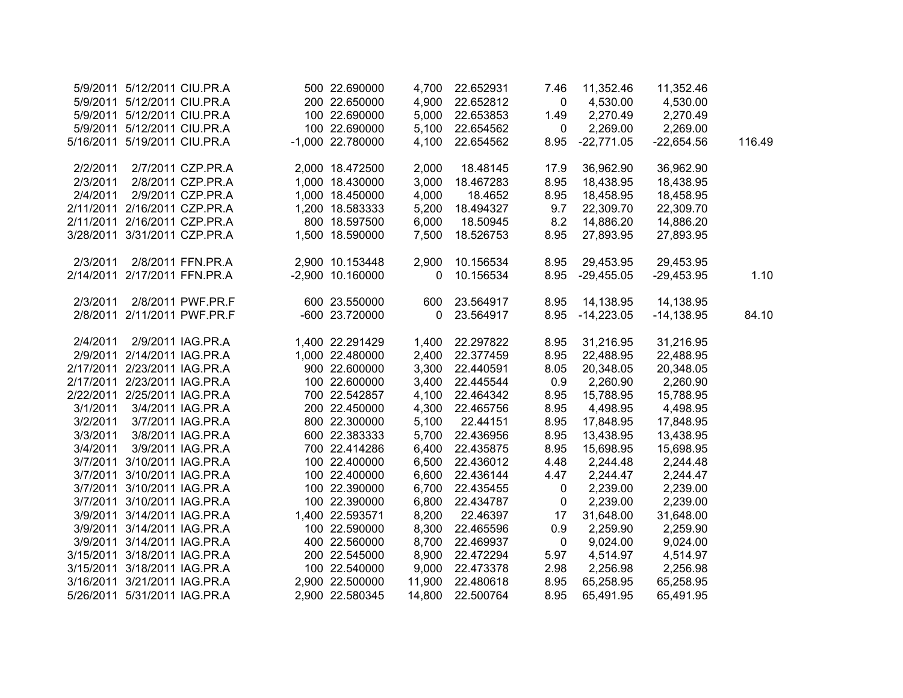| | | | | | | | | | | |
|---|---|---|---|---|---|---|---|---|---|---|
| 5/9/2011 | 5/12/2011 | CIU.PR.A | 500 | 22.690000 | 4,700 | 22.652931 | 7.46 | 11,352.46 | 11,352.46 | |
| 5/9/2011 | 5/12/2011 | CIU.PR.A | 200 | 22.650000 | 4,900 | 22.652812 | 0 | 4,530.00 | 4,530.00 | |
| 5/9/2011 | 5/12/2011 | CIU.PR.A | 100 | 22.690000 | 5,000 | 22.653853 | 1.49 | 2,270.49 | 2,270.49 | |
| 5/9/2011 | 5/12/2011 | CIU.PR.A | 100 | 22.690000 | 5,100 | 22.654562 | 0 | 2,269.00 | 2,269.00 | |
| 5/16/2011 | 5/19/2011 | CIU.PR.A | -1,000 | 22.780000 | 4,100 | 22.654562 | 8.95 | -22,771.05 | -22,654.56 | 116.49 |
| | | | | | | | | | | |
| 2/2/2011 | 2/7/2011 | CZP.PR.A | 2,000 | 18.472500 | 2,000 | 18.48145 | 17.9 | 36,962.90 | 36,962.90 | |
| 2/3/2011 | 2/8/2011 | CZP.PR.A | 1,000 | 18.430000 | 3,000 | 18.467283 | 8.95 | 18,438.95 | 18,438.95 | |
| 2/4/2011 | 2/9/2011 | CZP.PR.A | 1,000 | 18.450000 | 4,000 | 18.4652 | 8.95 | 18,458.95 | 18,458.95 | |
| 2/11/2011 | 2/16/2011 | CZP.PR.A | 1,200 | 18.583333 | 5,200 | 18.494327 | 9.7 | 22,309.70 | 22,309.70 | |
| 2/11/2011 | 2/16/2011 | CZP.PR.A | 800 | 18.597500 | 6,000 | 18.50945 | 8.2 | 14,886.20 | 14,886.20 | |
| 3/28/2011 | 3/31/2011 | CZP.PR.A | 1,500 | 18.590000 | 7,500 | 18.526753 | 8.95 | 27,893.95 | 27,893.95 | |
| | | | | | | | | | | |
| 2/3/2011 | 2/8/2011 | FFN.PR.A | 2,900 | 10.153448 | 2,900 | 10.156534 | 8.95 | 29,453.95 | 29,453.95 | |
| 2/14/2011 | 2/17/2011 | FFN.PR.A | -2,900 | 10.160000 | 0 | 10.156534 | 8.95 | -29,455.05 | -29,453.95 | 1.10 |
| | | | | | | | | | | |
| 2/3/2011 | 2/8/2011 | PWF.PR.F | 600 | 23.550000 | 600 | 23.564917 | 8.95 | 14,138.95 | 14,138.95 | |
| 2/8/2011 | 2/11/2011 | PWF.PR.F | -600 | 23.720000 | 0 | 23.564917 | 8.95 | -14,223.05 | -14,138.95 | 84.10 |
| | | | | | | | | | | |
| 2/4/2011 | 2/9/2011 | IAG.PR.A | 1,400 | 22.291429 | 1,400 | 22.297822 | 8.95 | 31,216.95 | 31,216.95 | |
| 2/9/2011 | 2/14/2011 | IAG.PR.A | 1,000 | 22.480000 | 2,400 | 22.377459 | 8.95 | 22,488.95 | 22,488.95 | |
| 2/17/2011 | 2/23/2011 | IAG.PR.A | 900 | 22.600000 | 3,300 | 22.440591 | 8.05 | 20,348.05 | 20,348.05 | |
| 2/17/2011 | 2/23/2011 | IAG.PR.A | 100 | 22.600000 | 3,400 | 22.445544 | 0.9 | 2,260.90 | 2,260.90 | |
| 2/22/2011 | 2/25/2011 | IAG.PR.A | 700 | 22.542857 | 4,100 | 22.464342 | 8.95 | 15,788.95 | 15,788.95 | |
| 3/1/2011 | 3/4/2011 | IAG.PR.A | 200 | 22.450000 | 4,300 | 22.465756 | 8.95 | 4,498.95 | 4,498.95 | |
| 3/2/2011 | 3/7/2011 | IAG.PR.A | 800 | 22.300000 | 5,100 | 22.44151 | 8.95 | 17,848.95 | 17,848.95 | |
| 3/3/2011 | 3/8/2011 | IAG.PR.A | 600 | 22.383333 | 5,700 | 22.436956 | 8.95 | 13,438.95 | 13,438.95 | |
| 3/4/2011 | 3/9/2011 | IAG.PR.A | 700 | 22.414286 | 6,400 | 22.435875 | 8.95 | 15,698.95 | 15,698.95 | |
| 3/7/2011 | 3/10/2011 | IAG.PR.A | 100 | 22.400000 | 6,500 | 22.436012 | 4.48 | 2,244.48 | 2,244.48 | |
| 3/7/2011 | 3/10/2011 | IAG.PR.A | 100 | 22.400000 | 6,600 | 22.436144 | 4.47 | 2,244.47 | 2,244.47 | |
| 3/7/2011 | 3/10/2011 | IAG.PR.A | 100 | 22.390000 | 6,700 | 22.435455 | 0 | 2,239.00 | 2,239.00 | |
| 3/7/2011 | 3/10/2011 | IAG.PR.A | 100 | 22.390000 | 6,800 | 22.434787 | 0 | 2,239.00 | 2,239.00 | |
| 3/9/2011 | 3/14/2011 | IAG.PR.A | 1,400 | 22.593571 | 8,200 | 22.46397 | 17 | 31,648.00 | 31,648.00 | |
| 3/9/2011 | 3/14/2011 | IAG.PR.A | 100 | 22.590000 | 8,300 | 22.465596 | 0.9 | 2,259.90 | 2,259.90 | |
| 3/9/2011 | 3/14/2011 | IAG.PR.A | 400 | 22.560000 | 8,700 | 22.469937 | 0 | 9,024.00 | 9,024.00 | |
| 3/15/2011 | 3/18/2011 | IAG.PR.A | 200 | 22.545000 | 8,900 | 22.472294 | 5.97 | 4,514.97 | 4,514.97 | |
| 3/15/2011 | 3/18/2011 | IAG.PR.A | 100 | 22.540000 | 9,000 | 22.473378 | 2.98 | 2,256.98 | 2,256.98 | |
| 3/16/2011 | 3/21/2011 | IAG.PR.A | 2,900 | 22.500000 | 11,900 | 22.480618 | 8.95 | 65,258.95 | 65,258.95 | |
| 5/26/2011 | 5/31/2011 | IAG.PR.A | 2,900 | 22.580345 | 14,800 | 22.500764 | 8.95 | 65,491.95 | 65,491.95 | |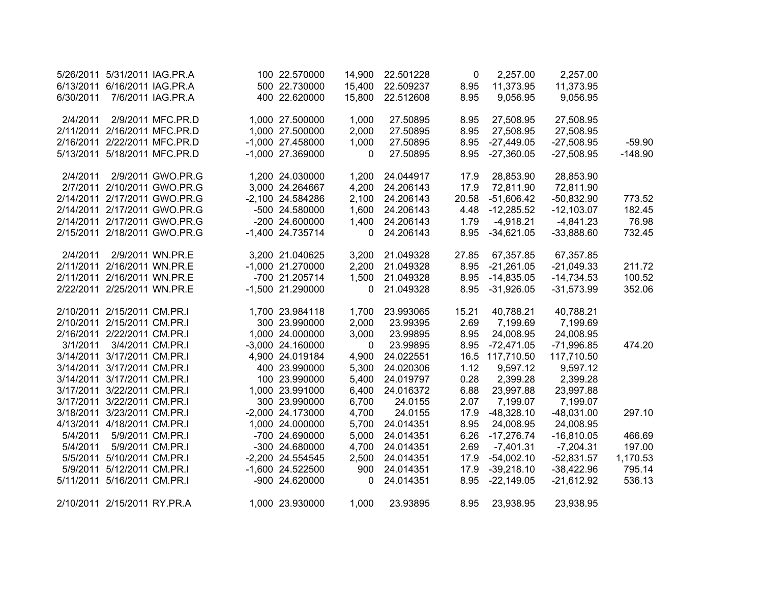| | | | | | | | | | | |
|---|---|---|---|---|---|---|---|---|---|---|
| 5/26/2011 | 5/31/2011 | IAG.PR.A | 100 | 22.570000 | 14,900 | 22.501228 | 0 | 2,257.00 | 2,257.00 | |
| 6/13/2011 | 6/16/2011 | IAG.PR.A | 500 | 22.730000 | 15,400 | 22.509237 | 8.95 | 11,373.95 | 11,373.95 | |
| 6/30/2011 | 7/6/2011 | IAG.PR.A | 400 | 22.620000 | 15,800 | 22.512608 | 8.95 | 9,056.95 | 9,056.95 | |
| | | | | | | | | | | |
| 2/4/2011 | 2/9/2011 | MFC.PR.D | 1,000 | 27.500000 | 1,000 | 27.50895 | 8.95 | 27,508.95 | 27,508.95 | |
| 2/11/2011 | 2/16/2011 | MFC.PR.D | 1,000 | 27.500000 | 2,000 | 27.50895 | 8.95 | 27,508.95 | 27,508.95 | |
| 2/16/2011 | 2/22/2011 | MFC.PR.D | -1,000 | 27.458000 | 1,000 | 27.50895 | 8.95 | -27,449.05 | -27,508.95 | -59.90 |
| 5/13/2011 | 5/18/2011 | MFC.PR.D | -1,000 | 27.369000 | 0 | 27.50895 | 8.95 | -27,360.05 | -27,508.95 | -148.90 |
| | | | | | | | | | | |
| 2/4/2011 | 2/9/2011 | GWO.PR.G | 1,200 | 24.030000 | 1,200 | 24.044917 | 17.9 | 28,853.90 | 28,853.90 | |
| 2/7/2011 | 2/10/2011 | GWO.PR.G | 3,000 | 24.264667 | 4,200 | 24.206143 | 17.9 | 72,811.90 | 72,811.90 | |
| 2/14/2011 | 2/17/2011 | GWO.PR.G | -2,100 | 24.584286 | 2,100 | 24.206143 | 20.58 | -51,606.42 | -50,832.90 | 773.52 |
| 2/14/2011 | 2/17/2011 | GWO.PR.G | -500 | 24.580000 | 1,600 | 24.206143 | 4.48 | -12,285.52 | -12,103.07 | 182.45 |
| 2/14/2011 | 2/17/2011 | GWO.PR.G | -200 | 24.600000 | 1,400 | 24.206143 | 1.79 | -4,918.21 | -4,841.23 | 76.98 |
| 2/15/2011 | 2/18/2011 | GWO.PR.G | -1,400 | 24.735714 | 0 | 24.206143 | 8.95 | -34,621.05 | -33,888.60 | 732.45 |
| | | | | | | | | | | |
| 2/4/2011 | 2/9/2011 | WN.PR.E | 3,200 | 21.040625 | 3,200 | 21.049328 | 27.85 | 67,357.85 | 67,357.85 | |
| 2/11/2011 | 2/16/2011 | WN.PR.E | -1,000 | 21.270000 | 2,200 | 21.049328 | 8.95 | -21,261.05 | -21,049.33 | 211.72 |
| 2/11/2011 | 2/16/2011 | WN.PR.E | -700 | 21.205714 | 1,500 | 21.049328 | 8.95 | -14,835.05 | -14,734.53 | 100.52 |
| 2/22/2011 | 2/25/2011 | WN.PR.E | -1,500 | 21.290000 | 0 | 21.049328 | 8.95 | -31,926.05 | -31,573.99 | 352.06 |
| | | | | | | | | | | |
| 2/10/2011 | 2/15/2011 | CM.PR.I | 1,700 | 23.984118 | 1,700 | 23.993065 | 15.21 | 40,788.21 | 40,788.21 | |
| 2/10/2011 | 2/15/2011 | CM.PR.I | 300 | 23.990000 | 2,000 | 23.99395 | 2.69 | 7,199.69 | 7,199.69 | |
| 2/16/2011 | 2/22/2011 | CM.PR.I | 1,000 | 24.000000 | 3,000 | 23.99895 | 8.95 | 24,008.95 | 24,008.95 | |
| 3/1/2011 | 3/4/2011 | CM.PR.I | -3,000 | 24.160000 | 0 | 23.99895 | 8.95 | -72,471.05 | -71,996.85 | 474.20 |
| 3/14/2011 | 3/17/2011 | CM.PR.I | 4,900 | 24.019184 | 4,900 | 24.022551 | 16.5 | 117,710.50 | 117,710.50 | |
| 3/14/2011 | 3/17/2011 | CM.PR.I | 400 | 23.990000 | 5,300 | 24.020306 | 1.12 | 9,597.12 | 9,597.12 | |
| 3/14/2011 | 3/17/2011 | CM.PR.I | 100 | 23.990000 | 5,400 | 24.019797 | 0.28 | 2,399.28 | 2,399.28 | |
| 3/17/2011 | 3/22/2011 | CM.PR.I | 1,000 | 23.991000 | 6,400 | 24.016372 | 6.88 | 23,997.88 | 23,997.88 | |
| 3/17/2011 | 3/22/2011 | CM.PR.I | 300 | 23.990000 | 6,700 | 24.0155 | 2.07 | 7,199.07 | 7,199.07 | |
| 3/18/2011 | 3/23/2011 | CM.PR.I | -2,000 | 24.173000 | 4,700 | 24.0155 | 17.9 | -48,328.10 | -48,031.00 | 297.10 |
| 4/13/2011 | 4/18/2011 | CM.PR.I | 1,000 | 24.000000 | 5,700 | 24.014351 | 8.95 | 24,008.95 | 24,008.95 | |
| 5/4/2011 | 5/9/2011 | CM.PR.I | -700 | 24.690000 | 5,000 | 24.014351 | 6.26 | -17,276.74 | -16,810.05 | 466.69 |
| 5/4/2011 | 5/9/2011 | CM.PR.I | -300 | 24.680000 | 4,700 | 24.014351 | 2.69 | -7,401.31 | -7,204.31 | 197.00 |
| 5/5/2011 | 5/10/2011 | CM.PR.I | -2,200 | 24.554545 | 2,500 | 24.014351 | 17.9 | -54,002.10 | -52,831.57 | 1,170.53 |
| 5/9/2011 | 5/12/2011 | CM.PR.I | -1,600 | 24.522500 | 900 | 24.014351 | 17.9 | -39,218.10 | -38,422.96 | 795.14 |
| 5/11/2011 | 5/16/2011 | CM.PR.I | -900 | 24.620000 | 0 | 24.014351 | 8.95 | -22,149.05 | -21,612.92 | 536.13 |
| | | | | | | | | | | |
| 2/10/2011 | 2/15/2011 | RY.PR.A | 1,000 | 23.930000 | 1,000 | 23.93895 | 8.95 | 23,938.95 | 23,938.95 | |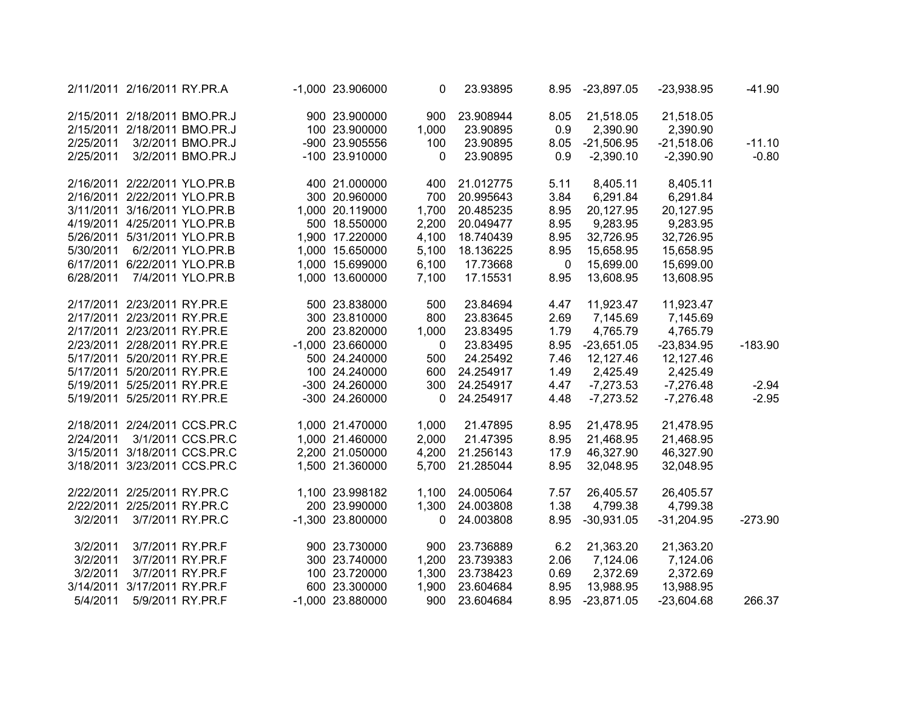| | | | | | | | | | | |
|---|---|---|---|---|---|---|---|---|---|---|
| 2/11/2011 | 2/16/2011 | RY.PR.A | -1,000 | 23.906000 | 0 | 23.93895 | 8.95 | -23,897.05 | -23,938.95 | -41.90 |
| | | | | | | | | | | |
| 2/15/2011 | 2/18/2011 | BMO.PR.J | 900 | 23.900000 | 900 | 23.908944 | 8.05 | 21,518.05 | 21,518.05 | |
| 2/15/2011 | 2/18/2011 | BMO.PR.J | 100 | 23.900000 | 1,000 | 23.90895 | 0.9 | 2,390.90 | 2,390.90 | |
| 2/25/2011 | 3/2/2011 | BMO.PR.J | -900 | 23.905556 | 100 | 23.90895 | 8.05 | -21,506.95 | -21,518.06 | -11.10 |
| 2/25/2011 | 3/2/2011 | BMO.PR.J | -100 | 23.910000 | 0 | 23.90895 | 0.9 | -2,390.10 | -2,390.90 | -0.80 |
| | | | | | | | | | | |
| 2/16/2011 | 2/22/2011 | YLO.PR.B | 400 | 21.000000 | 400 | 21.012775 | 5.11 | 8,405.11 | 8,405.11 | |
| 2/16/2011 | 2/22/2011 | YLO.PR.B | 300 | 20.960000 | 700 | 20.995643 | 3.84 | 6,291.84 | 6,291.84 | |
| 3/11/2011 | 3/16/2011 | YLO.PR.B | 1,000 | 20.119000 | 1,700 | 20.485235 | 8.95 | 20,127.95 | 20,127.95 | |
| 4/19/2011 | 4/25/2011 | YLO.PR.B | 500 | 18.550000 | 2,200 | 20.049477 | 8.95 | 9,283.95 | 9,283.95 | |
| 5/26/2011 | 5/31/2011 | YLO.PR.B | 1,900 | 17.220000 | 4,100 | 18.740439 | 8.95 | 32,726.95 | 32,726.95 | |
| 5/30/2011 | 6/2/2011 | YLO.PR.B | 1,000 | 15.650000 | 5,100 | 18.136225 | 8.95 | 15,658.95 | 15,658.95 | |
| 6/17/2011 | 6/22/2011 | YLO.PR.B | 1,000 | 15.699000 | 6,100 | 17.73668 | 0 | 15,699.00 | 15,699.00 | |
| 6/28/2011 | 7/4/2011 | YLO.PR.B | 1,000 | 13.600000 | 7,100 | 17.15531 | 8.95 | 13,608.95 | 13,608.95 | |
| | | | | | | | | | | |
| 2/17/2011 | 2/23/2011 | RY.PR.E | 500 | 23.838000 | 500 | 23.84694 | 4.47 | 11,923.47 | 11,923.47 | |
| 2/17/2011 | 2/23/2011 | RY.PR.E | 300 | 23.810000 | 800 | 23.83645 | 2.69 | 7,145.69 | 7,145.69 | |
| 2/17/2011 | 2/23/2011 | RY.PR.E | 200 | 23.820000 | 1,000 | 23.83495 | 1.79 | 4,765.79 | 4,765.79 | |
| 2/23/2011 | 2/28/2011 | RY.PR.E | -1,000 | 23.660000 | 0 | 23.83495 | 8.95 | -23,651.05 | -23,834.95 | -183.90 |
| 5/17/2011 | 5/20/2011 | RY.PR.E | 500 | 24.240000 | 500 | 24.25492 | 7.46 | 12,127.46 | 12,127.46 | |
| 5/17/2011 | 5/20/2011 | RY.PR.E | 100 | 24.240000 | 600 | 24.254917 | 1.49 | 2,425.49 | 2,425.49 | |
| 5/19/2011 | 5/25/2011 | RY.PR.E | -300 | 24.260000 | 300 | 24.254917 | 4.47 | -7,273.53 | -7,276.48 | -2.94 |
| 5/19/2011 | 5/25/2011 | RY.PR.E | -300 | 24.260000 | 0 | 24.254917 | 4.48 | -7,273.52 | -7,276.48 | -2.95 |
| | | | | | | | | | | |
| 2/18/2011 | 2/24/2011 | CCS.PR.C | 1,000 | 21.470000 | 1,000 | 21.47895 | 8.95 | 21,478.95 | 21,478.95 | |
| 2/24/2011 | 3/1/2011 | CCS.PR.C | 1,000 | 21.460000 | 2,000 | 21.47395 | 8.95 | 21,468.95 | 21,468.95 | |
| 3/15/2011 | 3/18/2011 | CCS.PR.C | 2,200 | 21.050000 | 4,200 | 21.256143 | 17.9 | 46,327.90 | 46,327.90 | |
| 3/18/2011 | 3/23/2011 | CCS.PR.C | 1,500 | 21.360000 | 5,700 | 21.285044 | 8.95 | 32,048.95 | 32,048.95 | |
| | | | | | | | | | | |
| 2/22/2011 | 2/25/2011 | RY.PR.C | 1,100 | 23.998182 | 1,100 | 24.005064 | 7.57 | 26,405.57 | 26,405.57 | |
| 2/22/2011 | 2/25/2011 | RY.PR.C | 200 | 23.990000 | 1,300 | 24.003808 | 1.38 | 4,799.38 | 4,799.38 | |
| 3/2/2011 | 3/7/2011 | RY.PR.C | -1,300 | 23.800000 | 0 | 24.003808 | 8.95 | -30,931.05 | -31,204.95 | -273.90 |
| | | | | | | | | | | |
| 3/2/2011 | 3/7/2011 | RY.PR.F | 900 | 23.730000 | 900 | 23.736889 | 6.2 | 21,363.20 | 21,363.20 | |
| 3/2/2011 | 3/7/2011 | RY.PR.F | 300 | 23.740000 | 1,200 | 23.739383 | 2.06 | 7,124.06 | 7,124.06 | |
| 3/2/2011 | 3/7/2011 | RY.PR.F | 100 | 23.720000 | 1,300 | 23.738423 | 0.69 | 2,372.69 | 2,372.69 | |
| 3/14/2011 | 3/17/2011 | RY.PR.F | 600 | 23.300000 | 1,900 | 23.604684 | 8.95 | 13,988.95 | 13,988.95 | |
| 5/4/2011 | 5/9/2011 | RY.PR.F | -1,000 | 23.880000 | 900 | 23.604684 | 8.95 | -23,871.05 | -23,604.68 | 266.37 |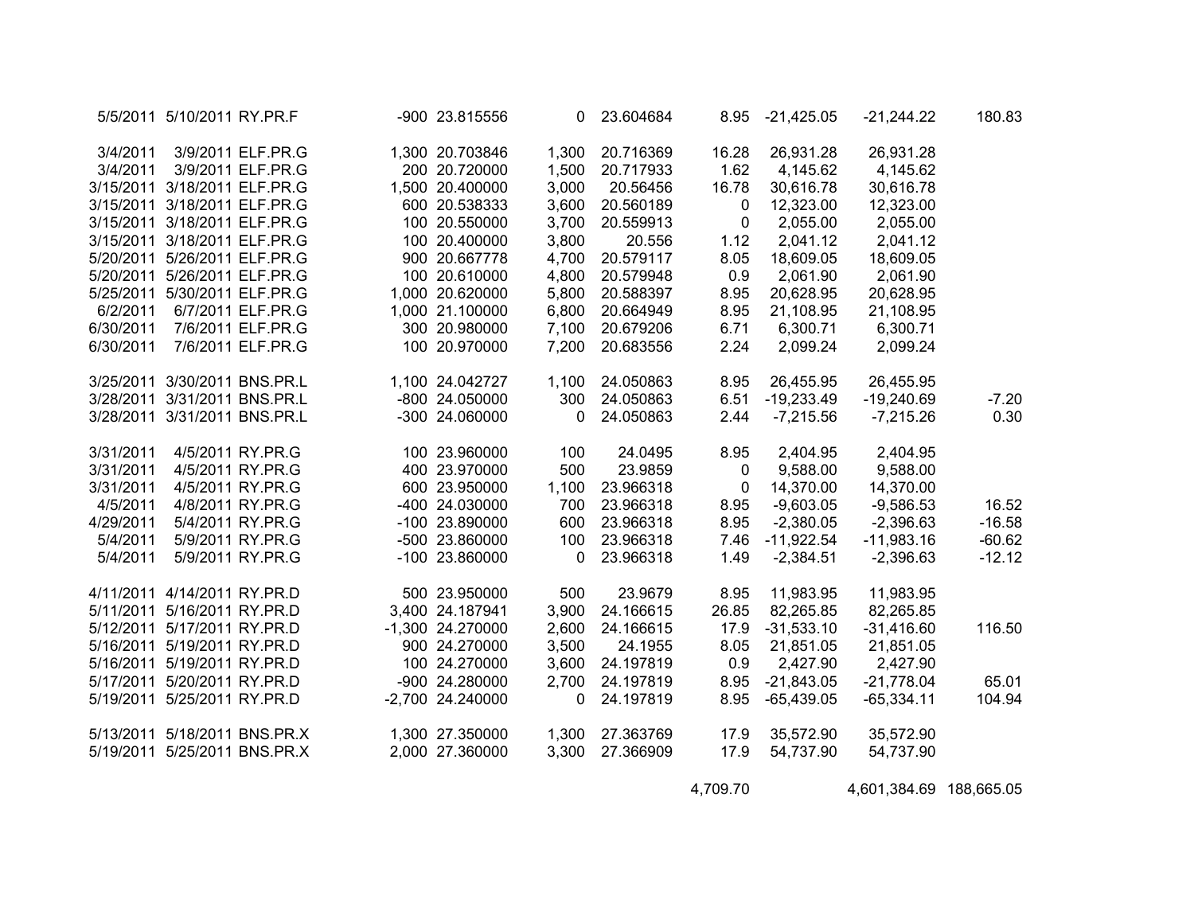| | | | | | | | | | | |
|---|---|---|---|---|---|---|---|---|---|---|
| 5/5/2011 | 5/10/2011 | RY.PR.F | -900 | 23.815556 | 0 | 23.604684 | 8.95 | -21,425.05 | -21,244.22 | 180.83 |
| | | | | | | | | | | |
| 3/4/2011 | 3/9/2011 | ELF.PR.G | 1,300 | 20.703846 | 1,300 | 20.716369 | 16.28 | 26,931.28 | 26,931.28 | |
| 3/4/2011 | 3/9/2011 | ELF.PR.G | 200 | 20.720000 | 1,500 | 20.717933 | 1.62 | 4,145.62 | 4,145.62 | |
| 3/15/2011 | 3/18/2011 | ELF.PR.G | 1,500 | 20.400000 | 3,000 | 20.56456 | 16.78 | 30,616.78 | 30,616.78 | |
| 3/15/2011 | 3/18/2011 | ELF.PR.G | 600 | 20.538333 | 3,600 | 20.560189 | 0 | 12,323.00 | 12,323.00 | |
| 3/15/2011 | 3/18/2011 | ELF.PR.G | 100 | 20.550000 | 3,700 | 20.559913 | 0 | 2,055.00 | 2,055.00 | |
| 3/15/2011 | 3/18/2011 | ELF.PR.G | 100 | 20.400000 | 3,800 | 20.556 | 1.12 | 2,041.12 | 2,041.12 | |
| 5/20/2011 | 5/26/2011 | ELF.PR.G | 900 | 20.667778 | 4,700 | 20.579117 | 8.05 | 18,609.05 | 18,609.05 | |
| 5/20/2011 | 5/26/2011 | ELF.PR.G | 100 | 20.610000 | 4,800 | 20.579948 | 0.9 | 2,061.90 | 2,061.90 | |
| 5/25/2011 | 5/30/2011 | ELF.PR.G | 1,000 | 20.620000 | 5,800 | 20.588397 | 8.95 | 20,628.95 | 20,628.95 | |
| 6/2/2011 | 6/7/2011 | ELF.PR.G | 1,000 | 21.100000 | 6,800 | 20.664949 | 8.95 | 21,108.95 | 21,108.95 | |
| 6/30/2011 | 7/6/2011 | ELF.PR.G | 300 | 20.980000 | 7,100 | 20.679206 | 6.71 | 6,300.71 | 6,300.71 | |
| 6/30/2011 | 7/6/2011 | ELF.PR.G | 100 | 20.970000 | 7,200 | 20.683556 | 2.24 | 2,099.24 | 2,099.24 | |
| | | | | | | | | | | |
| 3/25/2011 | 3/30/2011 | BNS.PR.L | 1,100 | 24.042727 | 1,100 | 24.050863 | 8.95 | 26,455.95 | 26,455.95 | |
| 3/28/2011 | 3/31/2011 | BNS.PR.L | -800 | 24.050000 | 300 | 24.050863 | 6.51 | -19,233.49 | -19,240.69 | -7.20 |
| 3/28/2011 | 3/31/2011 | BNS.PR.L | -300 | 24.060000 | 0 | 24.050863 | 2.44 | -7,215.56 | -7,215.26 | 0.30 |
| | | | | | | | | | | |
| 3/31/2011 | 4/5/2011 | RY.PR.G | 100 | 23.960000 | 100 | 24.0495 | 8.95 | 2,404.95 | 2,404.95 | |
| 3/31/2011 | 4/5/2011 | RY.PR.G | 400 | 23.970000 | 500 | 23.9859 | 0 | 9,588.00 | 9,588.00 | |
| 3/31/2011 | 4/5/2011 | RY.PR.G | 600 | 23.950000 | 1,100 | 23.966318 | 0 | 14,370.00 | 14,370.00 | |
| 4/5/2011 | 4/8/2011 | RY.PR.G | -400 | 24.030000 | 700 | 23.966318 | 8.95 | -9,603.05 | -9,586.53 | 16.52 |
| 4/29/2011 | 5/4/2011 | RY.PR.G | -100 | 23.890000 | 600 | 23.966318 | 8.95 | -2,380.05 | -2,396.63 | -16.58 |
| 5/4/2011 | 5/9/2011 | RY.PR.G | -500 | 23.860000 | 100 | 23.966318 | 7.46 | -11,922.54 | -11,983.16 | -60.62 |
| 5/4/2011 | 5/9/2011 | RY.PR.G | -100 | 23.860000 | 0 | 23.966318 | 1.49 | -2,384.51 | -2,396.63 | -12.12 |
| | | | | | | | | | | |
| 4/11/2011 | 4/14/2011 | RY.PR.D | 500 | 23.950000 | 500 | 23.9679 | 8.95 | 11,983.95 | 11,983.95 | |
| 5/11/2011 | 5/16/2011 | RY.PR.D | 3,400 | 24.187941 | 3,900 | 24.166615 | 26.85 | 82,265.85 | 82,265.85 | |
| 5/12/2011 | 5/17/2011 | RY.PR.D | -1,300 | 24.270000 | 2,600 | 24.166615 | 17.9 | -31,533.10 | -31,416.60 | 116.50 |
| 5/16/2011 | 5/19/2011 | RY.PR.D | 900 | 24.270000 | 3,500 | 24.1955 | 8.05 | 21,851.05 | 21,851.05 | |
| 5/16/2011 | 5/19/2011 | RY.PR.D | 100 | 24.270000 | 3,600 | 24.197819 | 0.9 | 2,427.90 | 2,427.90 | |
| 5/17/2011 | 5/20/2011 | RY.PR.D | -900 | 24.280000 | 2,700 | 24.197819 | 8.95 | -21,843.05 | -21,778.04 | 65.01 |
| 5/19/2011 | 5/25/2011 | RY.PR.D | -2,700 | 24.240000 | 0 | 24.197819 | 8.95 | -65,439.05 | -65,334.11 | 104.94 |
| | | | | | | | | | | |
| 5/13/2011 | 5/18/2011 | BNS.PR.X | 1,300 | 27.350000 | 1,300 | 27.363769 | 17.9 | 35,572.90 | 35,572.90 | |
| 5/19/2011 | 5/25/2011 | BNS.PR.X | 2,000 | 27.360000 | 3,300 | 27.366909 | 17.9 | 54,737.90 | 54,737.90 | |
| | | | | | | | | | | |
| | | | | | | | 4,709.70 | | 4,601,384.69 | 188,665.05 |